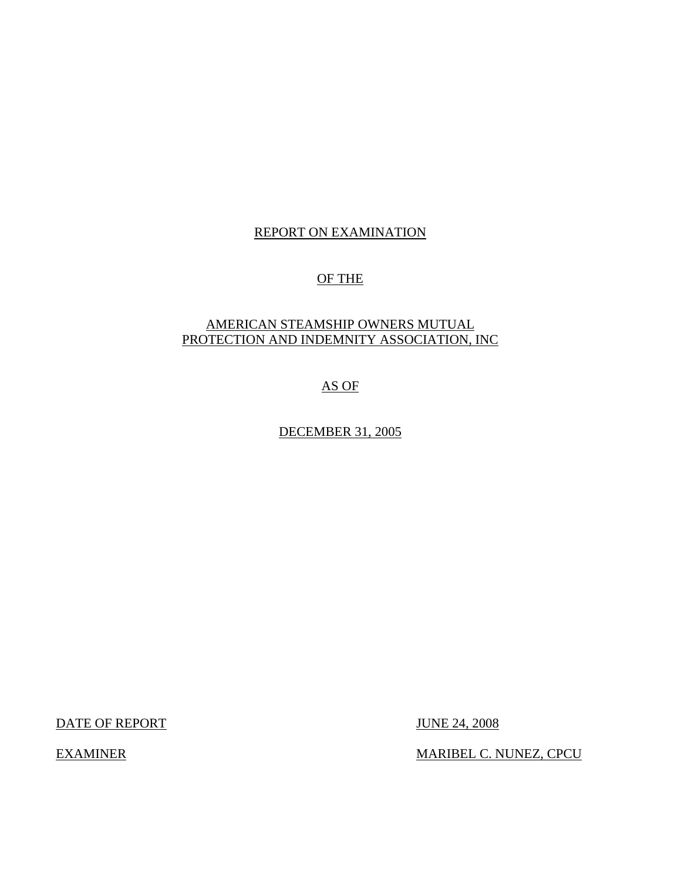# REPORT ON EXAMINATION

# OF THE

# AMERICAN STEAMSHIP OWNERS MUTUAL PROTECTION AND INDEMNITY ASSOCIATION, INC

# AS OF

# DECEMBER 31, 2005

| | |
|---|---|
| DATE OF REPORT | JUNE 24, 2008 |
| EXAMINER | MARIBEL C. NUNEZ, CPCU |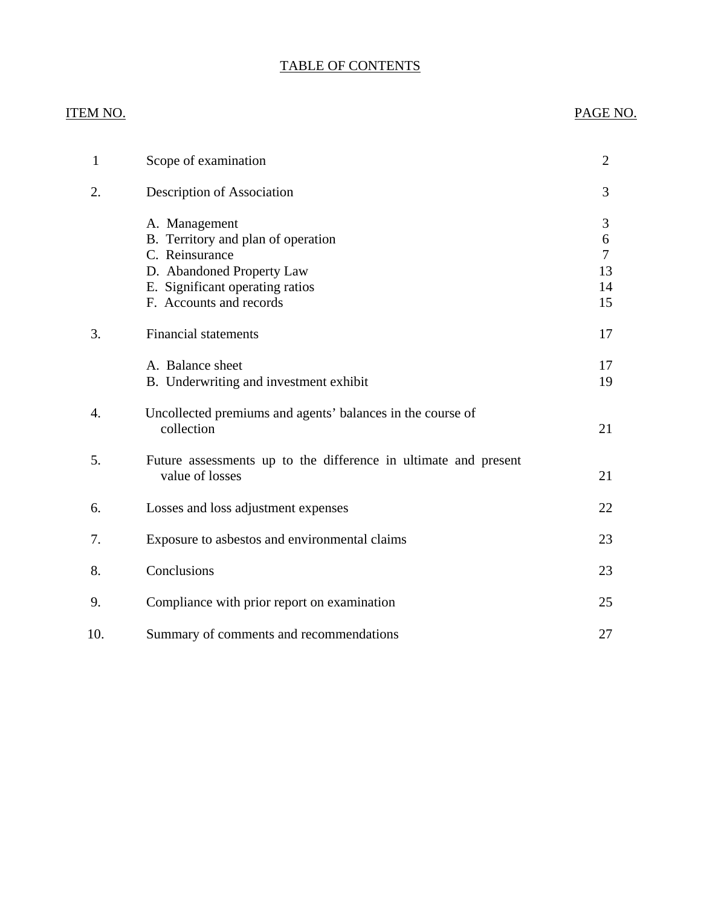# TABLE OF CONTENTS

| ITEM NO. | | PAGE NO. |
|---|---|---|
| 1 | Scope of examination | 2 |
| 2. | Description of Association | 3 |
| | A. Management | 3 |
| | B. Territory and plan of operation | 6 |
| | C. Reinsurance | 7 |
| | D. Abandoned Property Law | 13 |
| | E. Significant operating ratios | 14 |
| | F. Accounts and records | 15 |
| 3. | Financial statements | 17 |
| | A. Balance sheet | 17 |
| | B. Underwriting and investment exhibit | 19 |
| 4. | Uncollected premiums and agents' balances in the course of collection | 21 |
| 5. | Future assessments up to the difference in ultimate and present value of losses | 21 |
| 6. | Losses and loss adjustment expenses | 22 |
| 7. | Exposure to asbestos and environmental claims | 23 |
| 8. | Conclusions | 23 |
| 9. | Compliance with prior report on examination | 25 |
| 10. | Summary of comments and recommendations | 27 |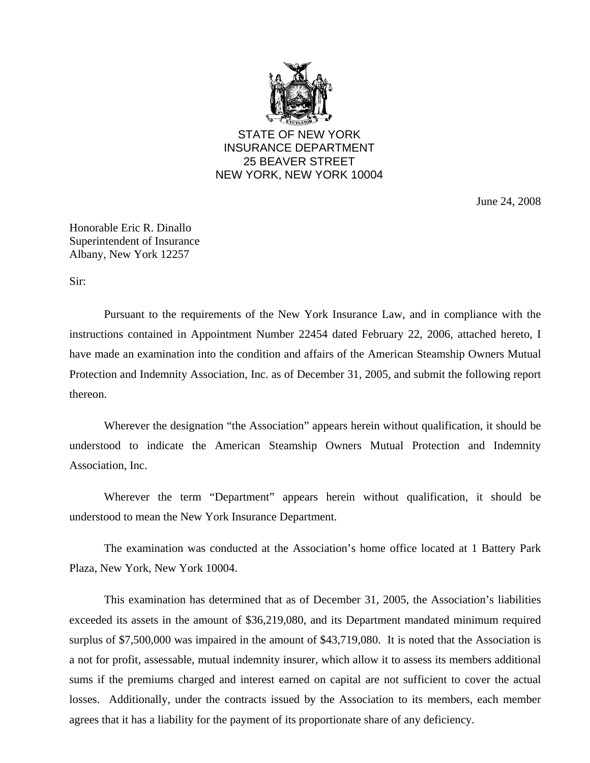STATE OF NEW YORK
INSURANCE DEPARTMENT
25 BEAVER STREET
NEW YORK, NEW YORK 10004

June 24, 2008

Honorable Eric R. Dinallo
Superintendent of Insurance
Albany, New York 12257

Sir:

Pursuant to the requirements of the New York Insurance Law, and in compliance with the instructions contained in Appointment Number 22454 dated February 22, 2006, attached hereto, I have made an examination into the condition and affairs of the American Steamship Owners Mutual Protection and Indemnity Association, Inc. as of December 31, 2005, and submit the following report thereon.

Wherever the designation "the Association" appears herein without qualification, it should be understood to indicate the American Steamship Owners Mutual Protection and Indemnity Association, Inc.

Wherever the term "Department" appears herein without qualification, it should be understood to mean the New York Insurance Department.

The examination was conducted at the Association's home office located at 1 Battery Park Plaza, New York, New York 10004.

This examination has determined that as of December 31, 2005, the Association's liabilities exceeded its assets in the amount of $36,219,080, and its Department mandated minimum required surplus of $7,500,000 was impaired in the amount of $43,719,080. It is noted that the Association is a not for profit, assessable, mutual indemnity insurer, which allow it to assess its members additional sums if the premiums charged and interest earned on capital are not sufficient to cover the actual losses. Additionally, under the contracts issued by the Association to its members, each member agrees that it has a liability for the payment of its proportionate share of any deficiency.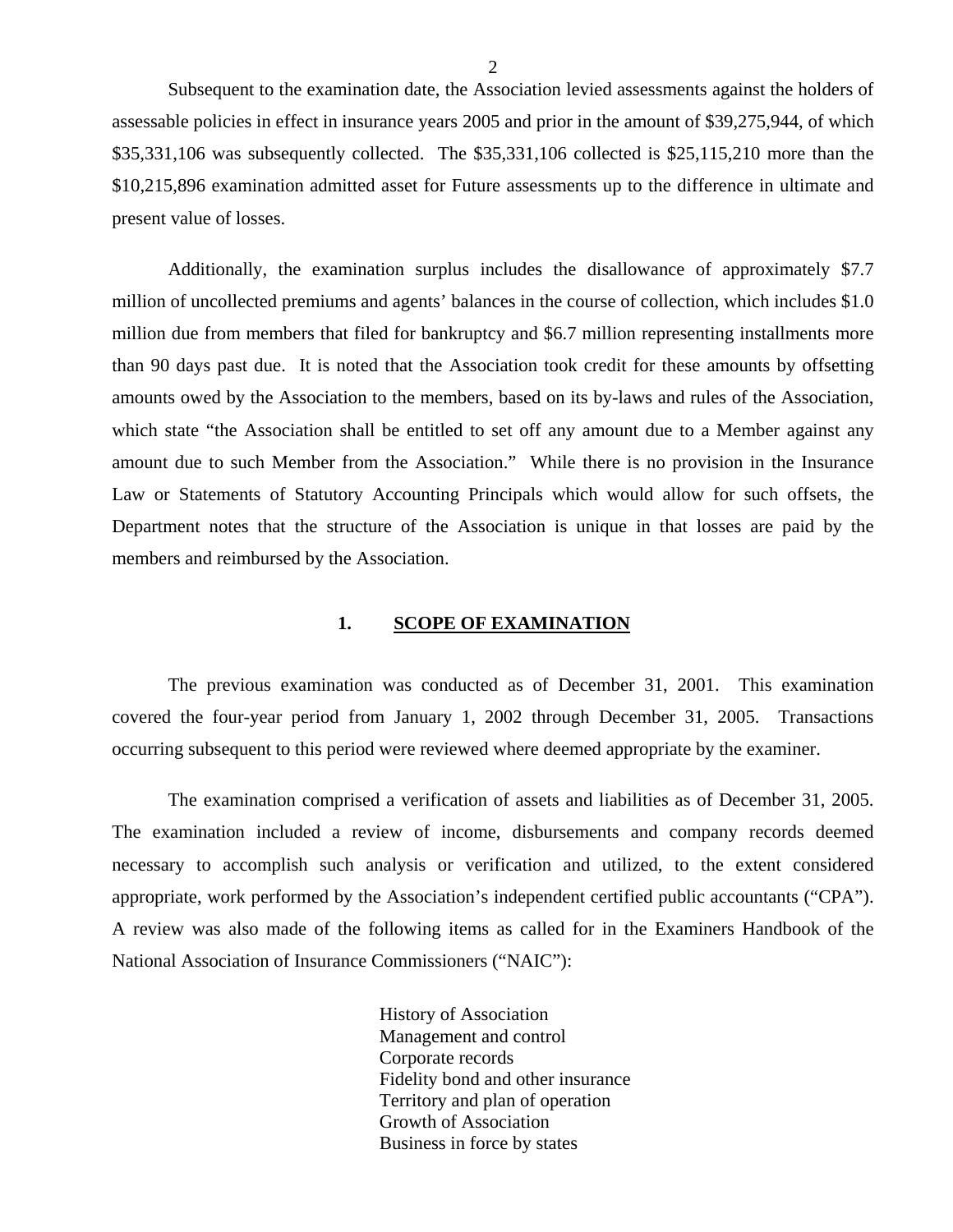Subsequent to the examination date, the Association levied assessments against the holders of assessable policies in effect in insurance years 2005 and prior in the amount of $39,275,944, of which $35,331,106 was subsequently collected. The $35,331,106 collected is $25,115,210 more than the $10,215,896 examination admitted asset for Future assessments up to the difference in ultimate and present value of losses.

Additionally, the examination surplus includes the disallowance of approximately $7.7 million of uncollected premiums and agents' balances in the course of collection, which includes $1.0 million due from members that filed for bankruptcy and $6.7 million representing installments more than 90 days past due. It is noted that the Association took credit for these amounts by offsetting amounts owed by the Association to the members, based on its by-laws and rules of the Association, which state "the Association shall be entitled to set off any amount due to a Member against any amount due to such Member from the Association." While there is no provision in the Insurance Law or Statements of Statutory Accounting Principals which would allow for such offsets, the Department notes that the structure of the Association is unique in that losses are paid by the members and reimbursed by the Association.

## 1. SCOPE OF EXAMINATION

The previous examination was conducted as of December 31, 2001. This examination covered the four-year period from January 1, 2002 through December 31, 2005. Transactions occurring subsequent to this period were reviewed where deemed appropriate by the examiner.

The examination comprised a verification of assets and liabilities as of December 31, 2005. The examination included a review of income, disbursements and company records deemed necessary to accomplish such analysis or verification and utilized, to the extent considered appropriate, work performed by the Association's independent certified public accountants ("CPA"). A review was also made of the following items as called for in the Examiners Handbook of the National Association of Insurance Commissioners ("NAIC"):

History of Association
Management and control
Corporate records
Fidelity bond and other insurance
Territory and plan of operation
Growth of Association
Business in force by states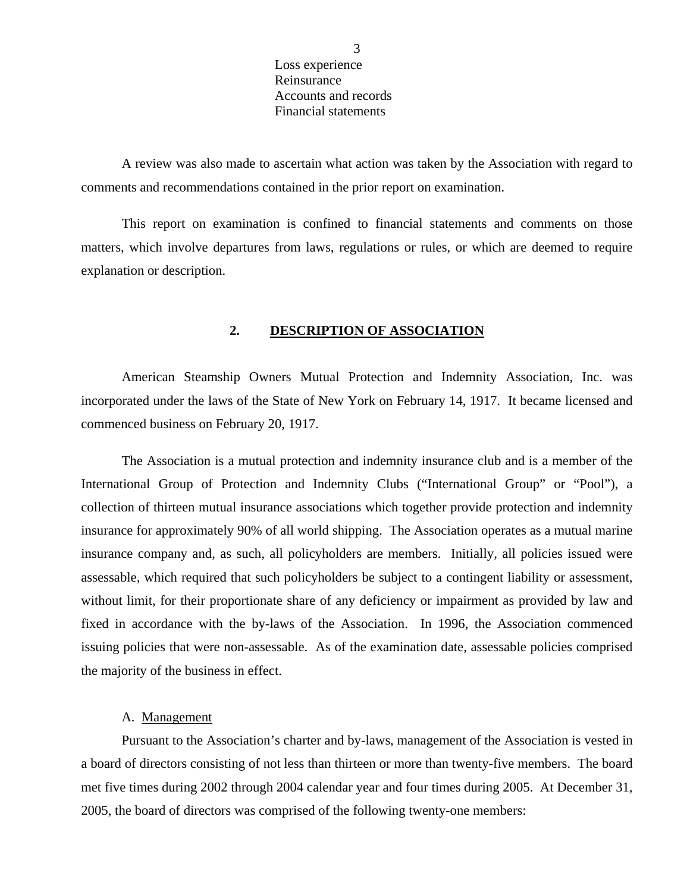Loss experience
Reinsurance
Accounts and records
Financial statements

A review was also made to ascertain what action was taken by the Association with regard to comments and recommendations contained in the prior report on examination.

This report on examination is confined to financial statements and comments on those matters, which involve departures from laws, regulations or rules, or which are deemed to require explanation or description.

## 2. DESCRIPTION OF ASSOCIATION

American Steamship Owners Mutual Protection and Indemnity Association, Inc. was incorporated under the laws of the State of New York on February 14, 1917. It became licensed and commenced business on February 20, 1917.

The Association is a mutual protection and indemnity insurance club and is a member of the International Group of Protection and Indemnity Clubs ("International Group" or "Pool"), a collection of thirteen mutual insurance associations which together provide protection and indemnity insurance for approximately 90% of all world shipping. The Association operates as a mutual marine insurance company and, as such, all policyholders are members. Initially, all policies issued were assessable, which required that such policyholders be subject to a contingent liability or assessment, without limit, for their proportionate share of any deficiency or impairment as provided by law and fixed in accordance with the by-laws of the Association. In 1996, the Association commenced issuing policies that were non-assessable. As of the examination date, assessable policies comprised the majority of the business in effect.

### A. Management

Pursuant to the Association's charter and by-laws, management of the Association is vested in a board of directors consisting of not less than thirteen or more than twenty-five members. The board met five times during 2002 through 2004 calendar year and four times during 2005. At December 31, 2005, the board of directors was comprised of the following twenty-one members: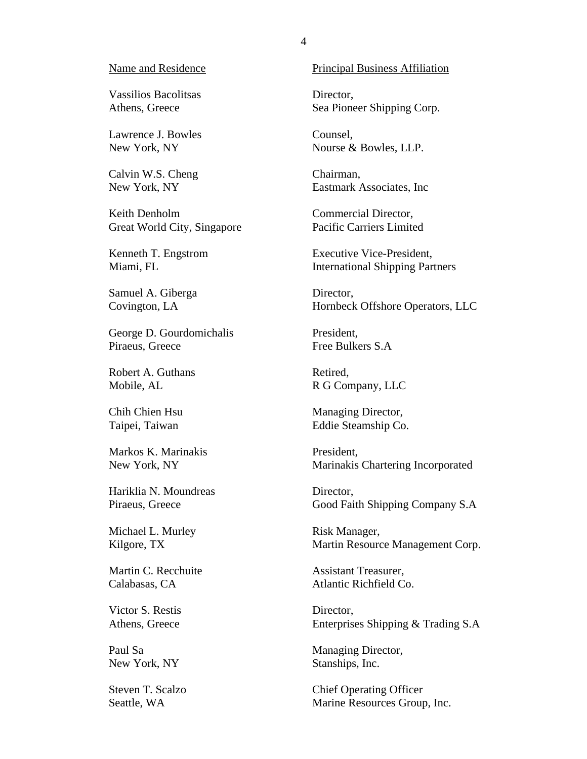| Name and Residence | Principal Business Affiliation |
|---|---|
| Vassilios Bacolitsas<br>Athens, Greece | Director,<br>Sea Pioneer Shipping Corp. |
| Lawrence J. Bowles<br>New York, NY | Counsel,<br>Nourse & Bowles, LLP. |
| Calvin W.S. Cheng<br>New York, NY | Chairman,<br>Eastmark Associates, Inc |
| Keith Denholm<br>Great World City, Singapore | Commercial Director,<br>Pacific Carriers Limited |
| Kenneth T. Engstrom<br>Miami, FL | Executive Vice-President,<br>International Shipping Partners |
| Samuel A. Giberga<br>Covington, LA | Director,<br>Hornbeck Offshore Operators, LLC |
| George D. Gourdomichalis<br>Piraeus, Greece | President,<br>Free Bulkers S.A |
| Robert A. Guthans<br>Mobile, AL | Retired,<br>R G Company, LLC |
| Chih Chien Hsu<br>Taipei, Taiwan | Managing Director,<br>Eddie Steamship Co. |
| Markos K. Marinakis<br>New York, NY | President,<br>Marinakis Chartering Incorporated |
| Hariklia N. Moundreas<br>Piraeus, Greece | Director,<br>Good Faith Shipping Company S.A |
| Michael L. Murley<br>Kilgore, TX | Risk Manager,<br>Martin Resource Management Corp. |
| Martin C. Recchuite<br>Calabasas, CA | Assistant Treasurer,<br>Atlantic Richfield Co. |
| Victor S. Restis<br>Athens, Greece | Director,<br>Enterprises Shipping & Trading S.A |
| Paul Sa<br>New York, NY | Managing Director,<br>Stanships, Inc. |
| Steven T. Scalzo<br>Seattle, WA | Chief Operating Officer<br>Marine Resources Group, Inc. |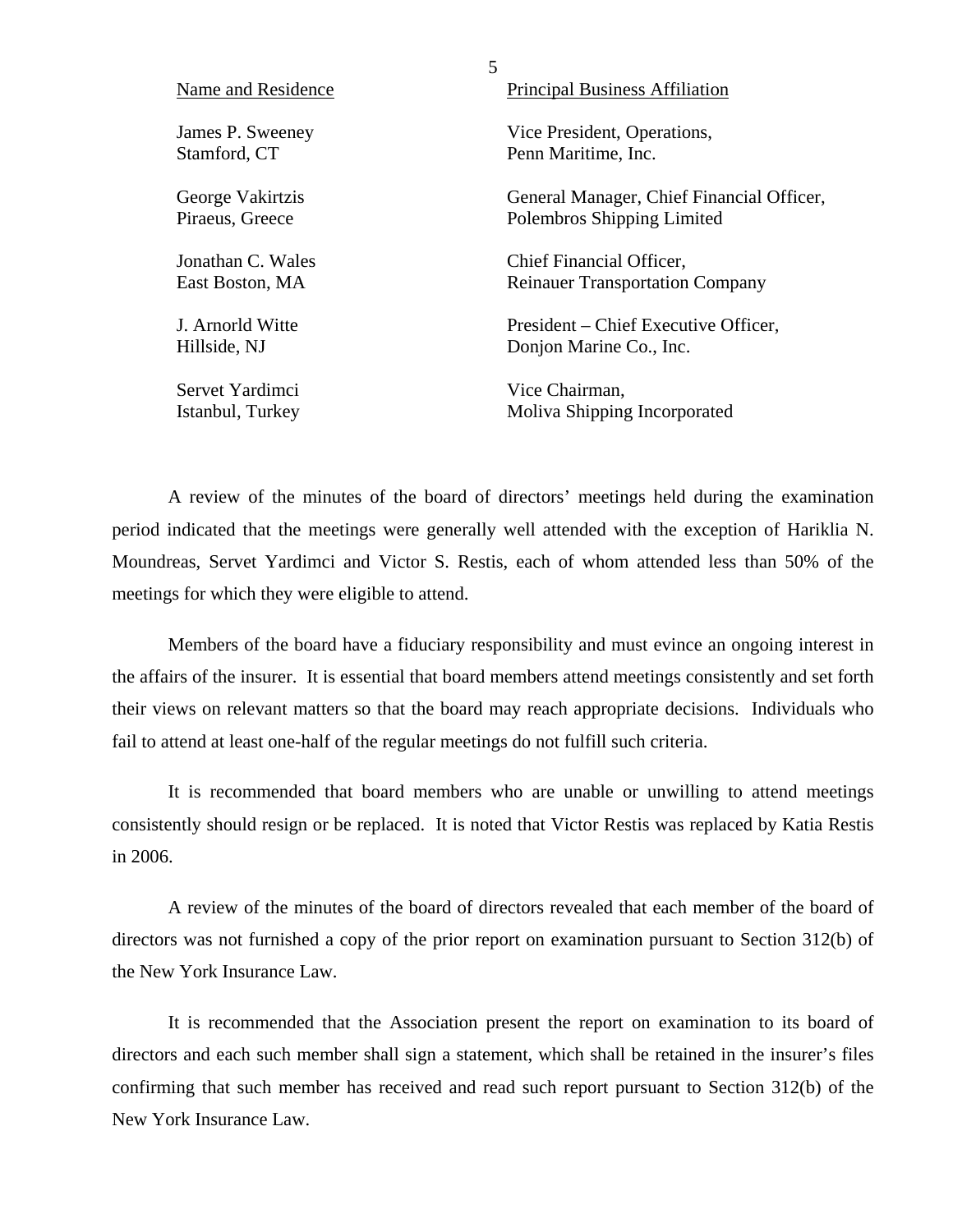| Name and Residence | Principal Business Affiliation |
|---|---|
| James P. Sweeney<br>Stamford, CT | Vice President, Operations,<br>Penn Maritime, Inc. |
| George Vakirtzis<br>Piraeus, Greece | General Manager, Chief Financial Officer,<br>Polembros Shipping Limited |
| Jonathan C. Wales<br>East Boston, MA | Chief Financial Officer,<br>Reinauer Transportation Company |
| J. Arnorld Witte<br>Hillside, NJ | President – Chief Executive Officer,<br>Donjon Marine Co., Inc. |
| Servet Yardimci<br>Istanbul, Turkey | Vice Chairman,<br>Moliva Shipping Incorporated |

A review of the minutes of the board of directors' meetings held during the examination period indicated that the meetings were generally well attended with the exception of Hariklia N. Moundreas, Servet Yardimci and Victor S. Restis, each of whom attended less than 50% of the meetings for which they were eligible to attend.

Members of the board have a fiduciary responsibility and must evince an ongoing interest in the affairs of the insurer. It is essential that board members attend meetings consistently and set forth their views on relevant matters so that the board may reach appropriate decisions. Individuals who fail to attend at least one-half of the regular meetings do not fulfill such criteria.

It is recommended that board members who are unable or unwilling to attend meetings consistently should resign or be replaced. It is noted that Victor Restis was replaced by Katia Restis in 2006.

A review of the minutes of the board of directors revealed that each member of the board of directors was not furnished a copy of the prior report on examination pursuant to Section 312(b) of the New York Insurance Law.

It is recommended that the Association present the report on examination to its board of directors and each such member shall sign a statement, which shall be retained in the insurer's files confirming that such member has received and read such report pursuant to Section 312(b) of the New York Insurance Law.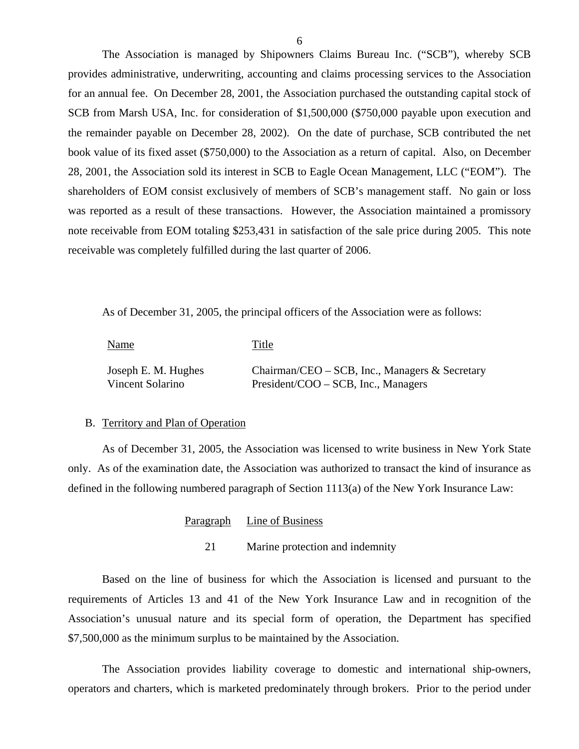The Association is managed by Shipowners Claims Bureau Inc. ("SCB"), whereby SCB provides administrative, underwriting, accounting and claims processing services to the Association for an annual fee. On December 28, 2001, the Association purchased the outstanding capital stock of SCB from Marsh USA, Inc. for consideration of $1,500,000 ($750,000 payable upon execution and the remainder payable on December 28, 2002). On the date of purchase, SCB contributed the net book value of its fixed asset ($750,000) to the Association as a return of capital. Also, on December 28, 2001, the Association sold its interest in SCB to Eagle Ocean Management, LLC ("EOM"). The shareholders of EOM consist exclusively of members of SCB's management staff. No gain or loss was reported as a result of these transactions. However, the Association maintained a promissory note receivable from EOM totaling $253,431 in satisfaction of the sale price during 2005. This note receivable was completely fulfilled during the last quarter of 2006.

As of December 31, 2005, the principal officers of the Association were as follows:

| Name | Title |
|---|---|
| Joseph E. M. Hughes | Chairman/CEO – SCB, Inc., Managers & Secretary |
| Vincent Solarino | President/COO – SCB, Inc., Managers |

B. Territory and Plan of Operation

As of December 31, 2005, the Association was licensed to write business in New York State only. As of the examination date, the Association was authorized to transact the kind of insurance as defined in the following numbered paragraph of Section 1113(a) of the New York Insurance Law:

| Paragraph | Line of Business |
|---|---|
| 21 | Marine protection and indemnity |

Based on the line of business for which the Association is licensed and pursuant to the requirements of Articles 13 and 41 of the New York Insurance Law and in recognition of the Association's unusual nature and its special form of operation, the Department has specified $7,500,000 as the minimum surplus to be maintained by the Association.

The Association provides liability coverage to domestic and international ship-owners, operators and charters, which is marketed predominately through brokers. Prior to the period under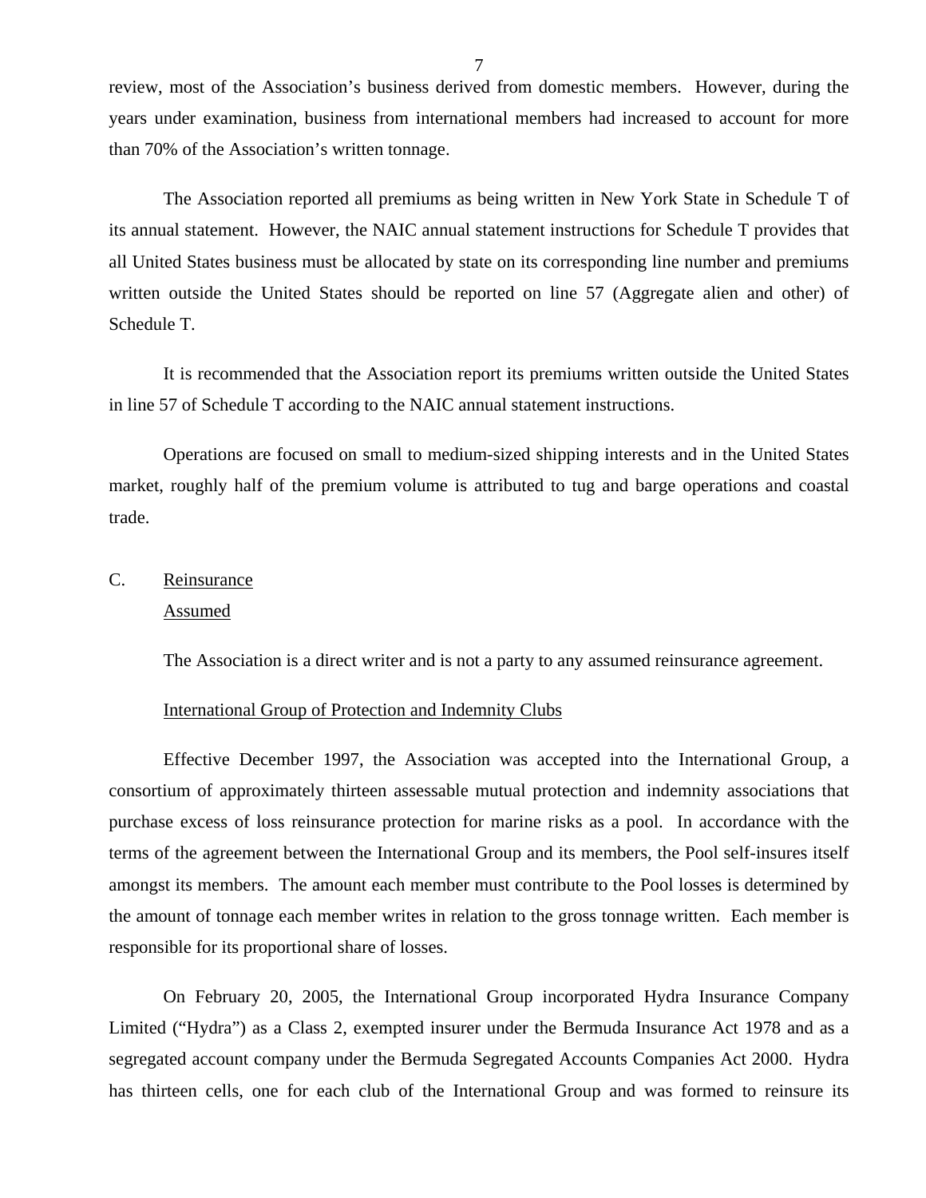review, most of the Association's business derived from domestic members. However, during the years under examination, business from international members had increased to account for more than 70% of the Association's written tonnage.

The Association reported all premiums as being written in New York State in Schedule T of its annual statement. However, the NAIC annual statement instructions for Schedule T provides that all United States business must be allocated by state on its corresponding line number and premiums written outside the United States should be reported on line 57 (Aggregate alien and other) of Schedule T.

It is recommended that the Association report its premiums written outside the United States in line 57 of Schedule T according to the NAIC annual statement instructions.

Operations are focused on small to medium-sized shipping interests and in the United States market, roughly half of the premium volume is attributed to tug and barge operations and coastal trade.

C. Reinsurance

Assumed

The Association is a direct writer and is not a party to any assumed reinsurance agreement.

International Group of Protection and Indemnity Clubs

Effective December 1997, the Association was accepted into the International Group, a consortium of approximately thirteen assessable mutual protection and indemnity associations that purchase excess of loss reinsurance protection for marine risks as a pool. In accordance with the terms of the agreement between the International Group and its members, the Pool self-insures itself amongst its members. The amount each member must contribute to the Pool losses is determined by the amount of tonnage each member writes in relation to the gross tonnage written. Each member is responsible for its proportional share of losses.

On February 20, 2005, the International Group incorporated Hydra Insurance Company Limited ("Hydra") as a Class 2, exempted insurer under the Bermuda Insurance Act 1978 and as a segregated account company under the Bermuda Segregated Accounts Companies Act 2000. Hydra has thirteen cells, one for each club of the International Group and was formed to reinsure its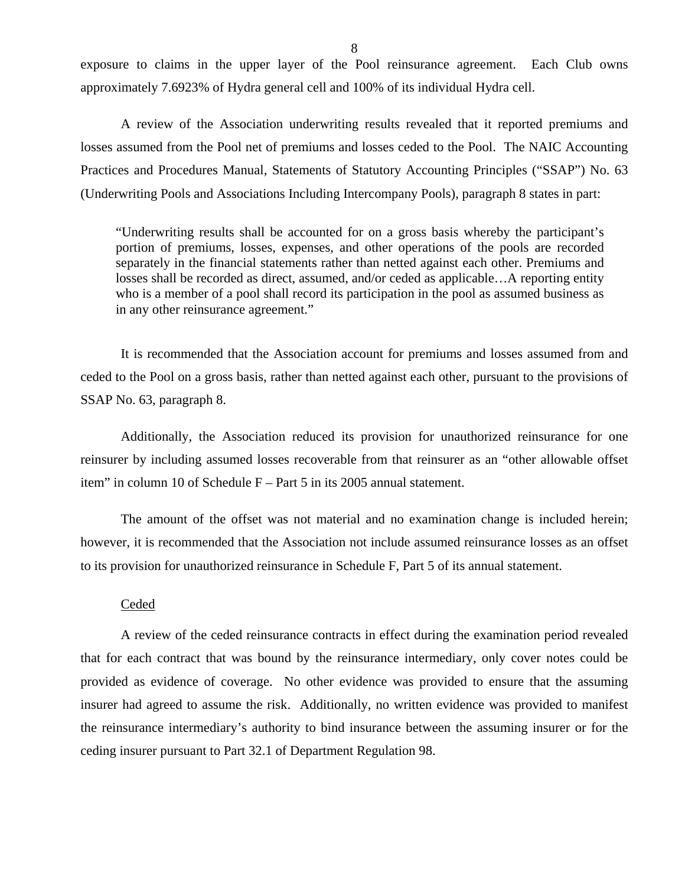exposure to claims in the upper layer of the Pool reinsurance agreement. Each Club owns approximately 7.6923% of Hydra general cell and 100% of its individual Hydra cell.

A review of the Association underwriting results revealed that it reported premiums and losses assumed from the Pool net of premiums and losses ceded to the Pool. The NAIC Accounting Practices and Procedures Manual, Statements of Statutory Accounting Principles ("SSAP") No. 63 (Underwriting Pools and Associations Including Intercompany Pools), paragraph 8 states in part:

> "Underwriting results shall be accounted for on a gross basis whereby the participant's portion of premiums, losses, expenses, and other operations of the pools are recorded separately in the financial statements rather than netted against each other. Premiums and losses shall be recorded as direct, assumed, and/or ceded as applicable…A reporting entity who is a member of a pool shall record its participation in the pool as assumed business as in any other reinsurance agreement."

It is recommended that the Association account for premiums and losses assumed from and ceded to the Pool on a gross basis, rather than netted against each other, pursuant to the provisions of SSAP No. 63, paragraph 8.

Additionally, the Association reduced its provision for unauthorized reinsurance for one reinsurer by including assumed losses recoverable from that reinsurer as an "other allowable offset item" in column 10 of Schedule F – Part 5 in its 2005 annual statement.

The amount of the offset was not material and no examination change is included herein; however, it is recommended that the Association not include assumed reinsurance losses as an offset to its provision for unauthorized reinsurance in Schedule F, Part 5 of its annual statement.

<u>Ceded</u>

A review of the ceded reinsurance contracts in effect during the examination period revealed that for each contract that was bound by the reinsurance intermediary, only cover notes could be provided as evidence of coverage. No other evidence was provided to ensure that the assuming insurer had agreed to assume the risk. Additionally, no written evidence was provided to manifest the reinsurance intermediary's authority to bind insurance between the assuming insurer or for the ceding insurer pursuant to Part 32.1 of Department Regulation 98.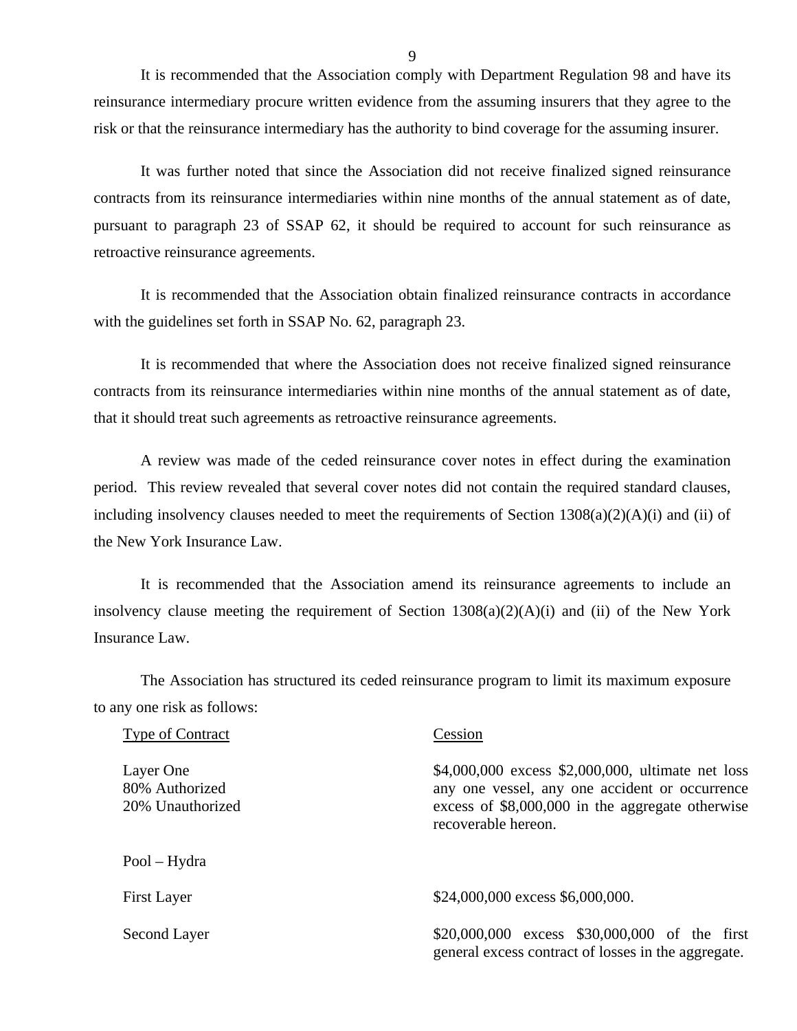It is recommended that the Association comply with Department Regulation 98 and have its reinsurance intermediary procure written evidence from the assuming insurers that they agree to the risk or that the reinsurance intermediary has the authority to bind coverage for the assuming insurer.

It was further noted that since the Association did not receive finalized signed reinsurance contracts from its reinsurance intermediaries within nine months of the annual statement as of date, pursuant to paragraph 23 of SSAP 62, it should be required to account for such reinsurance as retroactive reinsurance agreements.

It is recommended that the Association obtain finalized reinsurance contracts in accordance with the guidelines set forth in SSAP No. 62, paragraph 23.

It is recommended that where the Association does not receive finalized signed reinsurance contracts from its reinsurance intermediaries within nine months of the annual statement as of date, that it should treat such agreements as retroactive reinsurance agreements.

A review was made of the ceded reinsurance cover notes in effect during the examination period. This review revealed that several cover notes did not contain the required standard clauses, including insolvency clauses needed to meet the requirements of Section 1308(a)(2)(A)(i) and (ii) of the New York Insurance Law.

It is recommended that the Association amend its reinsurance agreements to include an insolvency clause meeting the requirement of Section 1308(a)(2)(A)(i) and (ii) of the New York Insurance Law.

The Association has structured its ceded reinsurance program to limit its maximum exposure to any one risk as follows:

| Type of Contract | Cession |
|---|---|
| Layer One<br>80% Authorized<br>20% Unauthorized | \$4,000,000 excess \$2,000,000, ultimate net loss any one vessel, any one accident or occurrence excess of \$8,000,000 in the aggregate otherwise recoverable hereon. |
| Pool – Hydra | |
| First Layer | \$24,000,000 excess \$6,000,000. |
| Second Layer | \$20,000,000 excess \$30,000,000 of the first general excess contract of losses in the aggregate. |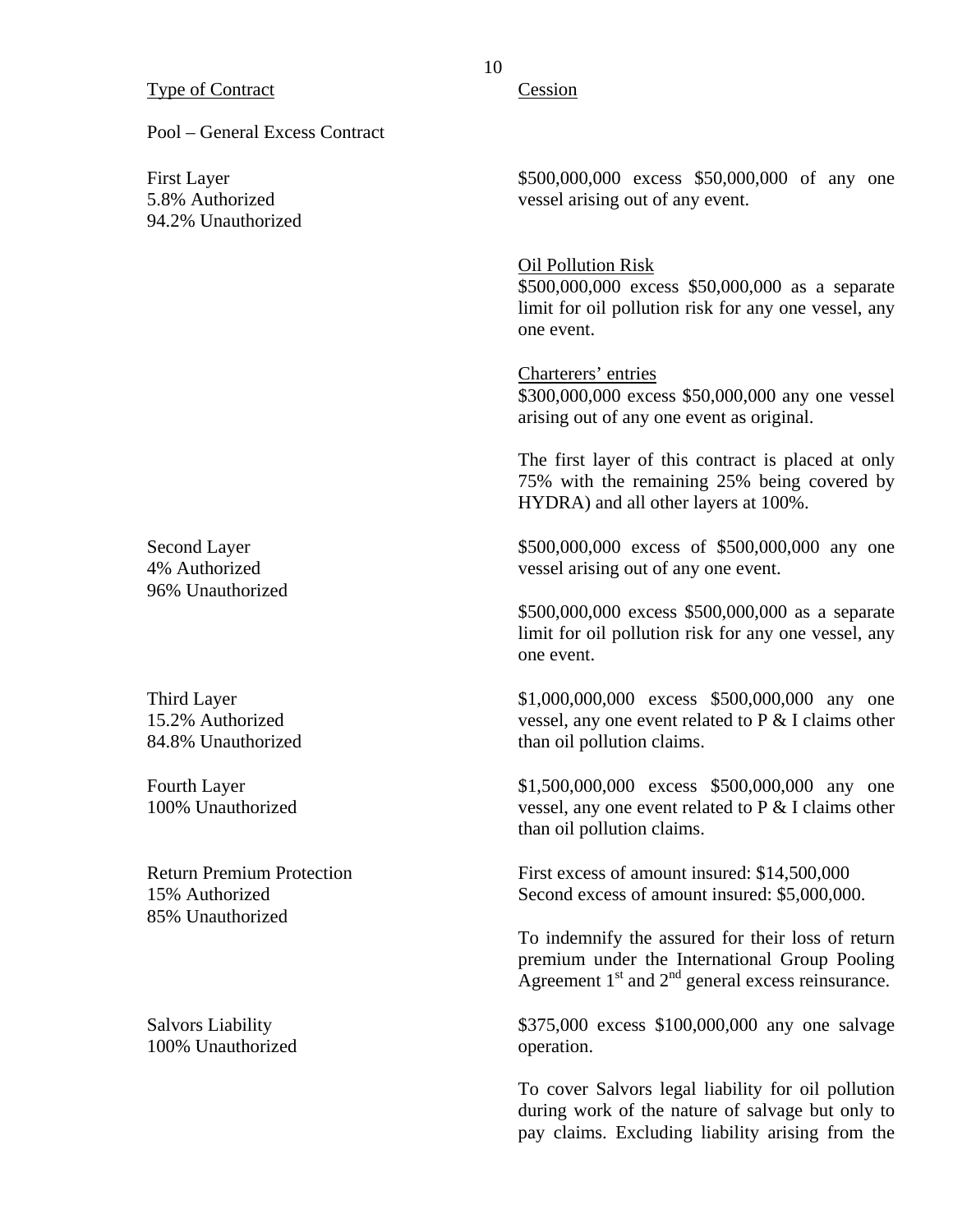| Type of Contract | Cession |
|---|---|
| Pool – General Excess Contract | |
| First Layer<br>5.8% Authorized<br>94.2% Unauthorized | $500,000,000 excess $50,000,000 of any one vessel arising out of any event.<br><br><u>Oil Pollution Risk</u><br>$500,000,000 excess $50,000,000 as a separate limit for oil pollution risk for any one vessel, any one event.<br><br><u>Charterers' entries</u><br>$300,000,000 excess $50,000,000 any one vessel arising out of any one event as original.<br><br>The first layer of this contract is placed at only 75% with the remaining 25% being covered by HYDRA) and all other layers at 100%. |
| Second Layer<br>4% Authorized<br>96% Unauthorized | $500,000,000 excess of $500,000,000 any one vessel arising out of any one event.<br><br>$500,000,000 excess $500,000,000 as a separate limit for oil pollution risk for any one vessel, any one event. |
| Third Layer<br>15.2% Authorized<br>84.8% Unauthorized | $1,000,000,000 excess $500,000,000 any one vessel, any one event related to P & I claims other than oil pollution claims. |
| Fourth Layer<br>100% Unauthorized | $1,500,000,000 excess $500,000,000 any one vessel, any one event related to P & I claims other than oil pollution claims. |
| Return Premium Protection<br>15% Authorized<br>85% Unauthorized | First excess of amount insured: $14,500,000<br>Second excess of amount insured: $5,000,000.<br><br>To indemnify the assured for their loss of return premium under the International Group Pooling Agreement 1st and 2nd general excess reinsurance. |
| Salvors Liability<br>100% Unauthorized | $375,000 excess $100,000,000 any one salvage operation.<br><br>To cover Salvors legal liability for oil pollution during work of the nature of salvage but only to pay claims. Excluding liability arising from the |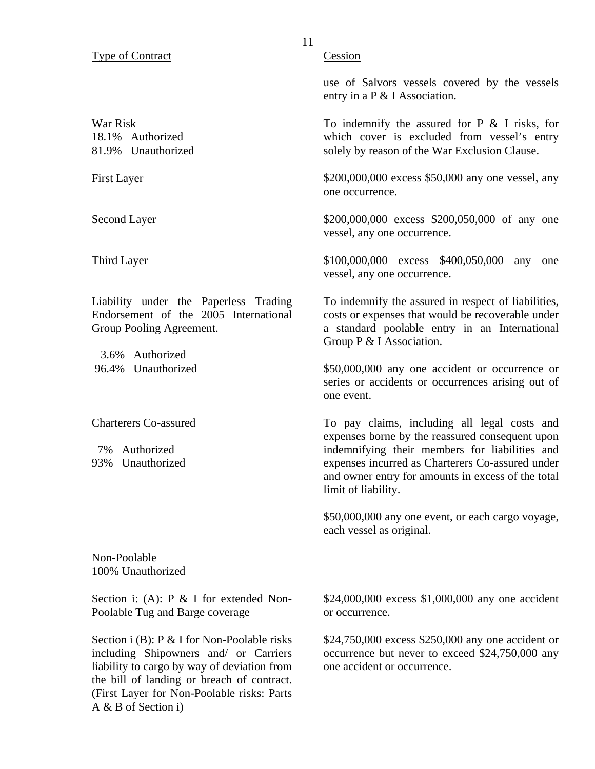| Type of Contract | Cession |
|---|---|
| | use of Salvors vessels covered by the vessels entry in a P & I Association. |
| War Risk<br>18.1% Authorized<br>81.9% Unauthorized | To indemnify the assured for P & I risks, for which cover is excluded from vessel's entry solely by reason of the War Exclusion Clause. |
| First Layer | $200,000,000 excess $50,000 any one vessel, any one occurrence. |
| Second Layer | $200,000,000 excess $200,050,000 of any one vessel, any one occurrence. |
| Third Layer | $100,000,000 excess $400,050,000 any one vessel, any one occurrence. |
| Liability under the Paperless Trading Endorsement of the 2005 International Group Pooling Agreement.<br><br>3.6% Authorized<br>96.4% Unauthorized | To indemnify the assured in respect of liabilities, costs or expenses that would be recoverable under a standard poolable entry in an International Group P & I Association.<br><br>$50,000,000 any one accident or occurrence or series or accidents or occurrences arising out of one event. |
| Charterers Co-assured<br><br>7% Authorized<br>93% Unauthorized | To pay claims, including all legal costs and expenses borne by the reassured consequent upon indemnifying their members for liabilities and expenses incurred as Charterers Co-assured under and owner entry for amounts in excess of the total limit of liability.<br><br>$50,000,000 any one event, or each cargo voyage, each vessel as original. |
| Non-Poolable<br>100% Unauthorized | |
| Section i: (A): P & I for extended Non-Poolable Tug and Barge coverage | $24,000,000 excess $1,000,000 any one accident or occurrence. |
| Section i (B): P & I for Non-Poolable risks including Shipowners and/ or Carriers liability to cargo by way of deviation from the bill of landing or breach of contract. (First Layer for Non-Poolable risks: Parts A & B of Section i) | $24,750,000 excess $250,000 any one accident or occurrence but never to exceed $24,750,000 any one accident or occurrence. |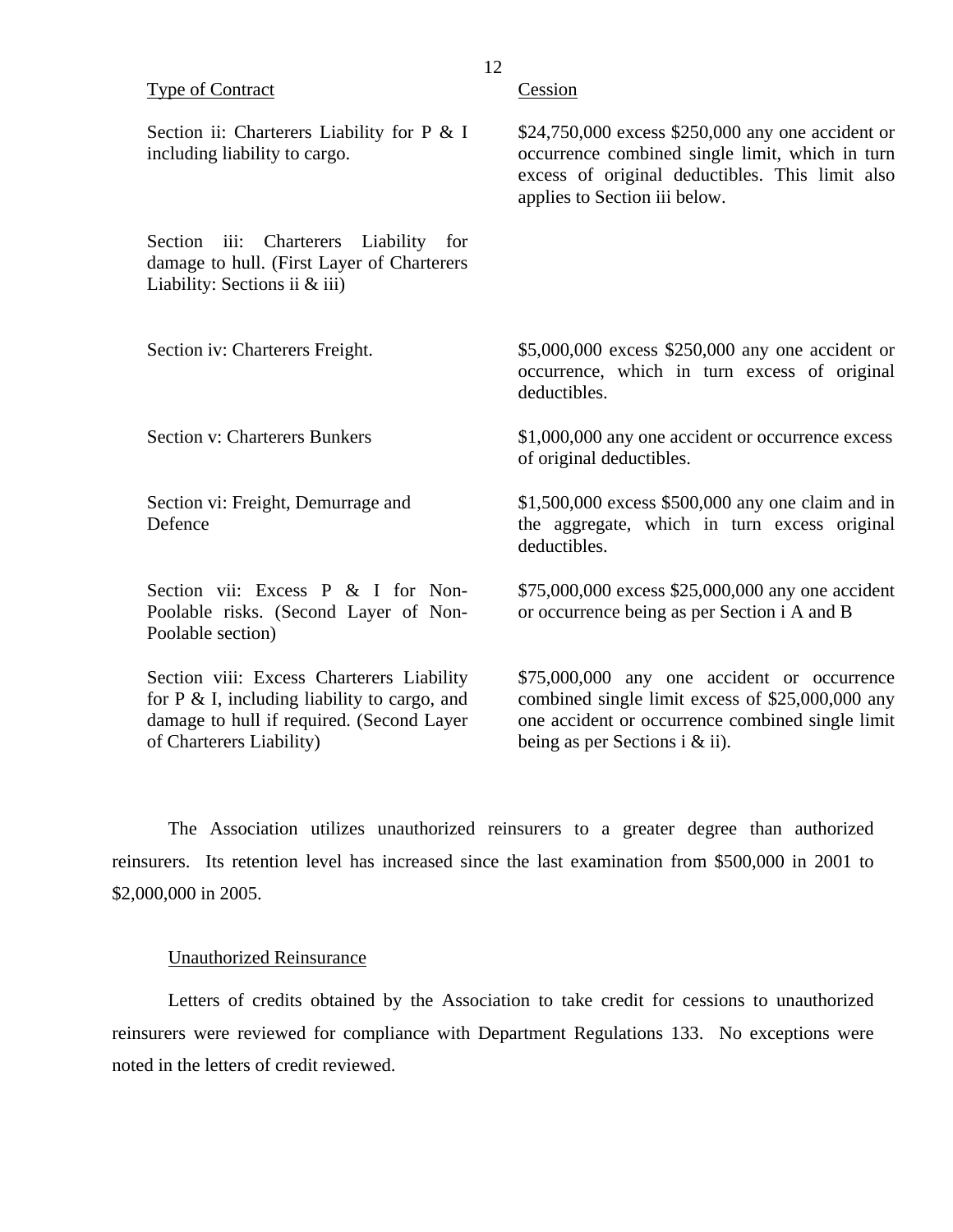| Type of Contract | Cession |
|---|---|
| Section ii: Charterers Liability for P & I including liability to cargo. | $24,750,000 excess $250,000 any one accident or occurrence combined single limit, which in turn excess of original deductibles. This limit also applies to Section iii below. |
| Section iii: Charterers Liability for damage to hull. (First Layer of Charterers Liability: Sections ii & iii) | |
| Section iv: Charterers Freight. | $5,000,000 excess $250,000 any one accident or occurrence, which in turn excess of original deductibles. |
| Section v: Charterers Bunkers | $1,000,000 any one accident or occurrence excess of original deductibles. |
| Section vi: Freight, Demurrage and Defence | $1,500,000 excess $500,000 any one claim and in the aggregate, which in turn excess original deductibles. |
| Section vii: Excess P & I for Non-Poolable risks. (Second Layer of Non-Poolable section) | $75,000,000 excess $25,000,000 any one accident or occurrence being as per Section i A and B |
| Section viii: Excess Charterers Liability for P & I, including liability to cargo, and damage to hull if required. (Second Layer of Charterers Liability) | $75,000,000 any one accident or occurrence combined single limit excess of $25,000,000 any one accident or occurrence combined single limit being as per Sections i & ii). |

The Association utilizes unauthorized reinsurers to a greater degree than authorized reinsurers. Its retention level has increased since the last examination from $500,000 in 2001 to $2,000,000 in 2005.

Unauthorized Reinsurance

Letters of credits obtained by the Association to take credit for cessions to unauthorized reinsurers were reviewed for compliance with Department Regulations 133. No exceptions were noted in the letters of credit reviewed.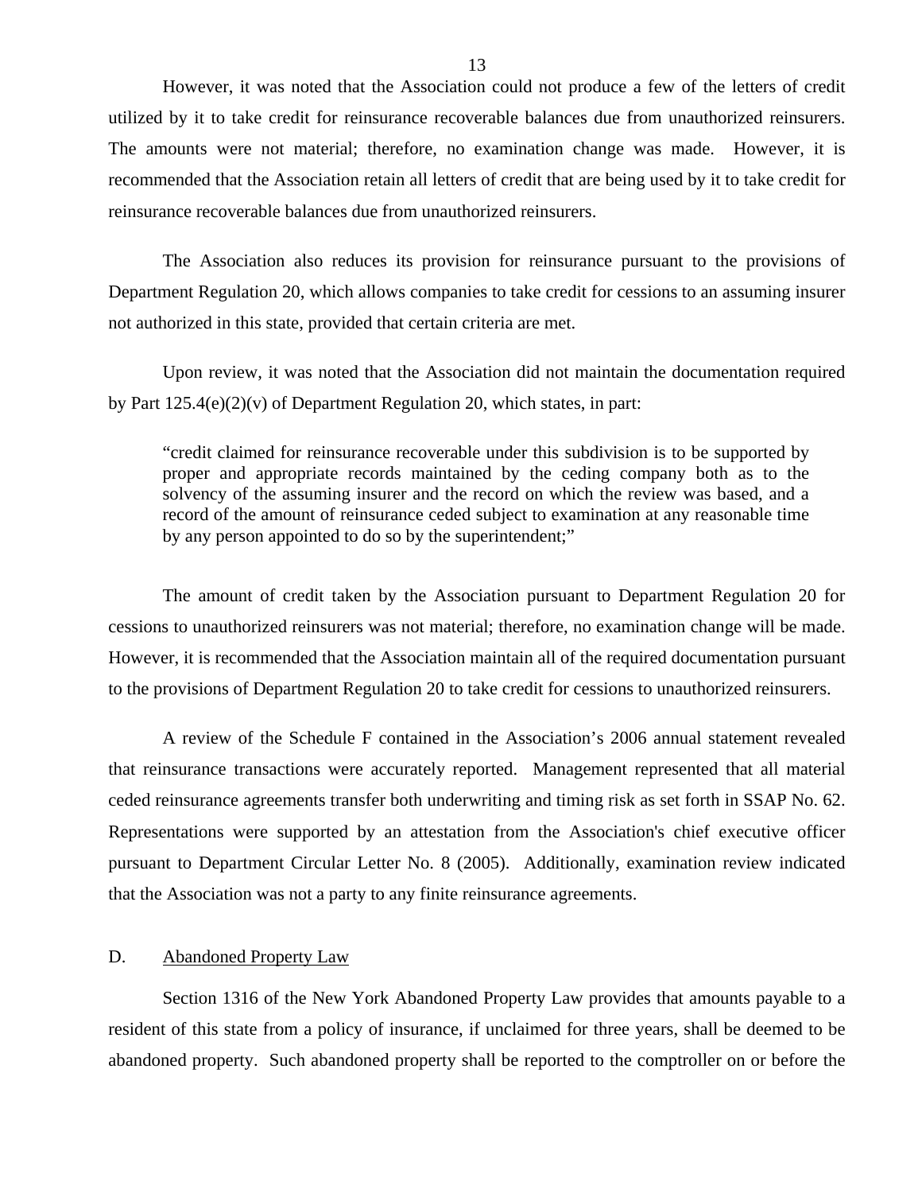However, it was noted that the Association could not produce a few of the letters of credit utilized by it to take credit for reinsurance recoverable balances due from unauthorized reinsurers. The amounts were not material; therefore, no examination change was made. However, it is recommended that the Association retain all letters of credit that are being used by it to take credit for reinsurance recoverable balances due from unauthorized reinsurers.

The Association also reduces its provision for reinsurance pursuant to the provisions of Department Regulation 20, which allows companies to take credit for cessions to an assuming insurer not authorized in this state, provided that certain criteria are met.

Upon review, it was noted that the Association did not maintain the documentation required by Part 125.4(e)(2)(v) of Department Regulation 20, which states, in part:

> "credit claimed for reinsurance recoverable under this subdivision is to be supported by proper and appropriate records maintained by the ceding company both as to the solvency of the assuming insurer and the record on which the review was based, and a record of the amount of reinsurance ceded subject to examination at any reasonable time by any person appointed to do so by the superintendent;"

The amount of credit taken by the Association pursuant to Department Regulation 20 for cessions to unauthorized reinsurers was not material; therefore, no examination change will be made. However, it is recommended that the Association maintain all of the required documentation pursuant to the provisions of Department Regulation 20 to take credit for cessions to unauthorized reinsurers.

A review of the Schedule F contained in the Association's 2006 annual statement revealed that reinsurance transactions were accurately reported. Management represented that all material ceded reinsurance agreements transfer both underwriting and timing risk as set forth in SSAP No. 62. Representations were supported by an attestation from the Association's chief executive officer pursuant to Department Circular Letter No. 8 (2005). Additionally, examination review indicated that the Association was not a party to any finite reinsurance agreements.

## D. Abandoned Property Law

Section 1316 of the New York Abandoned Property Law provides that amounts payable to a resident of this state from a policy of insurance, if unclaimed for three years, shall be deemed to be abandoned property. Such abandoned property shall be reported to the comptroller on or before the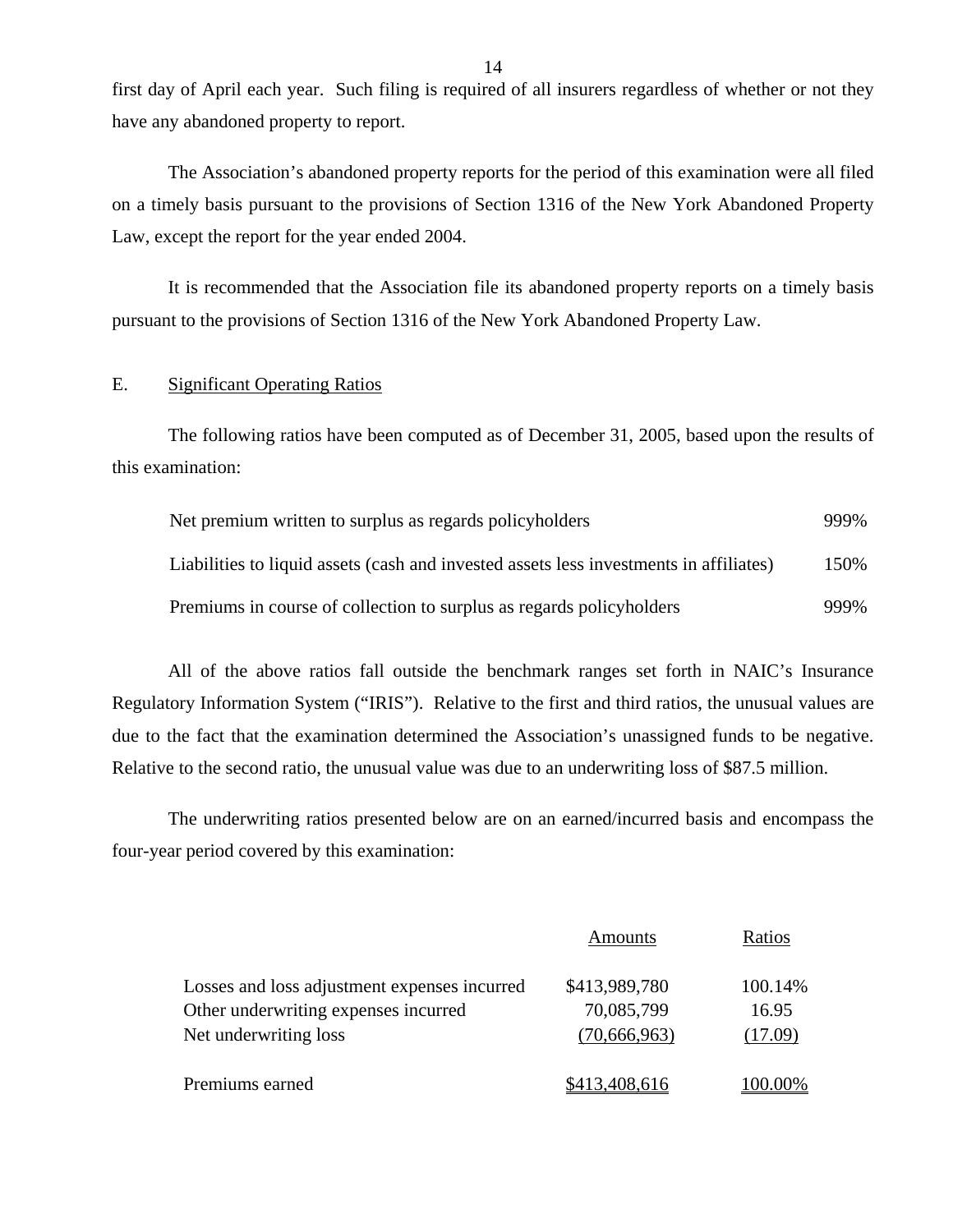first day of April each year. Such filing is required of all insurers regardless of whether or not they have any abandoned property to report.

The Association's abandoned property reports for the period of this examination were all filed on a timely basis pursuant to the provisions of Section 1316 of the New York Abandoned Property Law, except the report for the year ended 2004.

It is recommended that the Association file its abandoned property reports on a timely basis pursuant to the provisions of Section 1316 of the New York Abandoned Property Law.

## E. Significant Operating Ratios

The following ratios have been computed as of December 31, 2005, based upon the results of this examination:

| | |
|---|---|
| Net premium written to surplus as regards policyholders | 999% |
| Liabilities to liquid assets (cash and invested assets less investments in affiliates) | 150% |
| Premiums in course of collection to surplus as regards policyholders | 999% |

All of the above ratios fall outside the benchmark ranges set forth in NAIC's Insurance Regulatory Information System ("IRIS"). Relative to the first and third ratios, the unusual values are due to the fact that the examination determined the Association's unassigned funds to be negative. Relative to the second ratio, the unusual value was due to an underwriting loss of $87.5 million.

The underwriting ratios presented below are on an earned/incurred basis and encompass the four-year period covered by this examination:

| | Amounts | Ratios |
|---|---|---|
| Losses and loss adjustment expenses incurred | $413,989,780 | 100.14% |
| Other underwriting expenses incurred | 70,085,799 | 16.95 |
| Net underwriting loss | (70,666,963) | (17.09) |
| Premiums earned | $413,408,616 | 100.00% |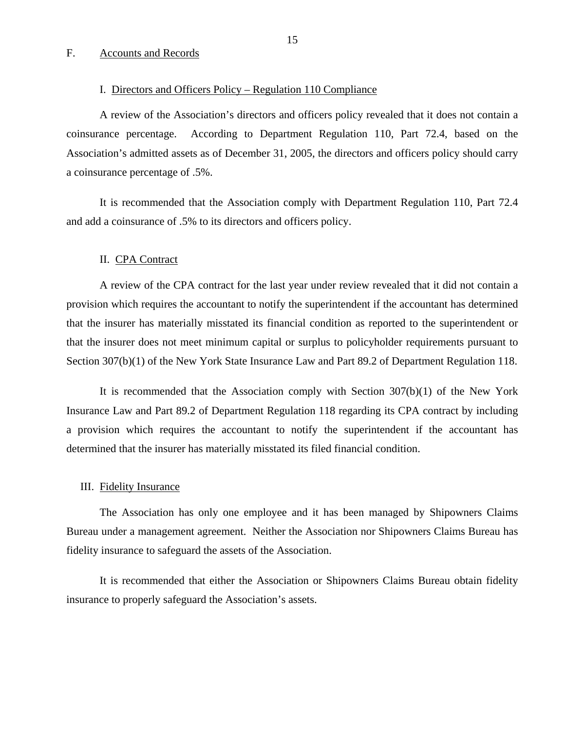## F. Accounts and Records

### I. Directors and Officers Policy – Regulation 110 Compliance

A review of the Association's directors and officers policy revealed that it does not contain a coinsurance percentage. According to Department Regulation 110, Part 72.4, based on the Association's admitted assets as of December 31, 2005, the directors and officers policy should carry a coinsurance percentage of .5%.

It is recommended that the Association comply with Department Regulation 110, Part 72.4 and add a coinsurance of .5% to its directors and officers policy.

### II. CPA Contract

A review of the CPA contract for the last year under review revealed that it did not contain a provision which requires the accountant to notify the superintendent if the accountant has determined that the insurer has materially misstated its financial condition as reported to the superintendent or that the insurer does not meet minimum capital or surplus to policyholder requirements pursuant to Section 307(b)(1) of the New York State Insurance Law and Part 89.2 of Department Regulation 118.

It is recommended that the Association comply with Section 307(b)(1) of the New York Insurance Law and Part 89.2 of Department Regulation 118 regarding its CPA contract by including a provision which requires the accountant to notify the superintendent if the accountant has determined that the insurer has materially misstated its filed financial condition.

### III. Fidelity Insurance

The Association has only one employee and it has been managed by Shipowners Claims Bureau under a management agreement. Neither the Association nor Shipowners Claims Bureau has fidelity insurance to safeguard the assets of the Association.

It is recommended that either the Association or Shipowners Claims Bureau obtain fidelity insurance to properly safeguard the Association's assets.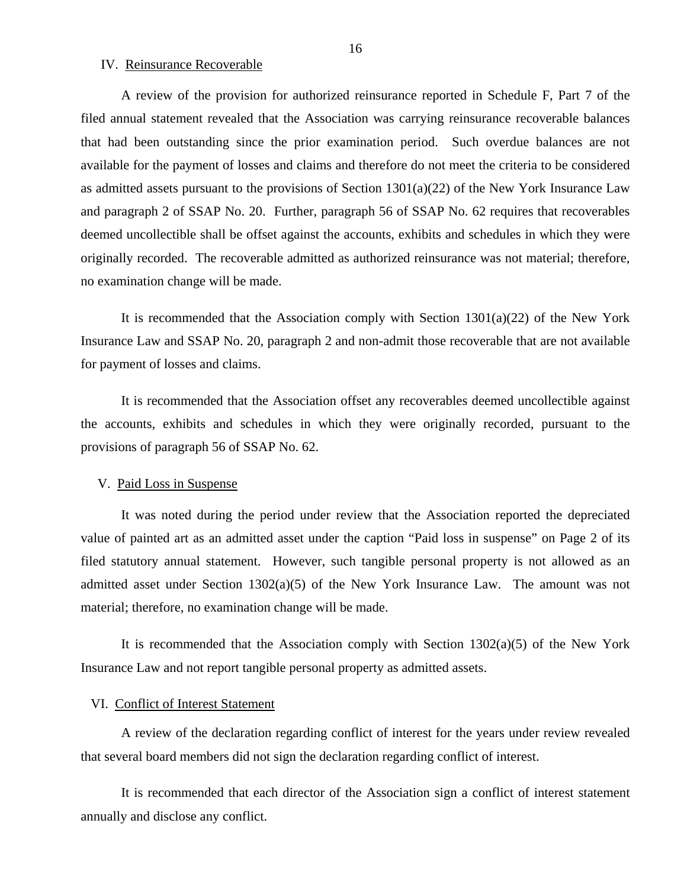## IV. Reinsurance Recoverable

A review of the provision for authorized reinsurance reported in Schedule F, Part 7 of the filed annual statement revealed that the Association was carrying reinsurance recoverable balances that had been outstanding since the prior examination period. Such overdue balances are not available for the payment of losses and claims and therefore do not meet the criteria to be considered as admitted assets pursuant to the provisions of Section 1301(a)(22) of the New York Insurance Law and paragraph 2 of SSAP No. 20. Further, paragraph 56 of SSAP No. 62 requires that recoverables deemed uncollectible shall be offset against the accounts, exhibits and schedules in which they were originally recorded. The recoverable admitted as authorized reinsurance was not material; therefore, no examination change will be made.

It is recommended that the Association comply with Section 1301(a)(22) of the New York Insurance Law and SSAP No. 20, paragraph 2 and non-admit those recoverable that are not available for payment of losses and claims.

It is recommended that the Association offset any recoverables deemed uncollectible against the accounts, exhibits and schedules in which they were originally recorded, pursuant to the provisions of paragraph 56 of SSAP No. 62.

## V. Paid Loss in Suspense

It was noted during the period under review that the Association reported the depreciated value of painted art as an admitted asset under the caption "Paid loss in suspense" on Page 2 of its filed statutory annual statement. However, such tangible personal property is not allowed as an admitted asset under Section 1302(a)(5) of the New York Insurance Law. The amount was not material; therefore, no examination change will be made.

It is recommended that the Association comply with Section 1302(a)(5) of the New York Insurance Law and not report tangible personal property as admitted assets.

## VI. Conflict of Interest Statement

A review of the declaration regarding conflict of interest for the years under review revealed that several board members did not sign the declaration regarding conflict of interest.

It is recommended that each director of the Association sign a conflict of interest statement annually and disclose any conflict.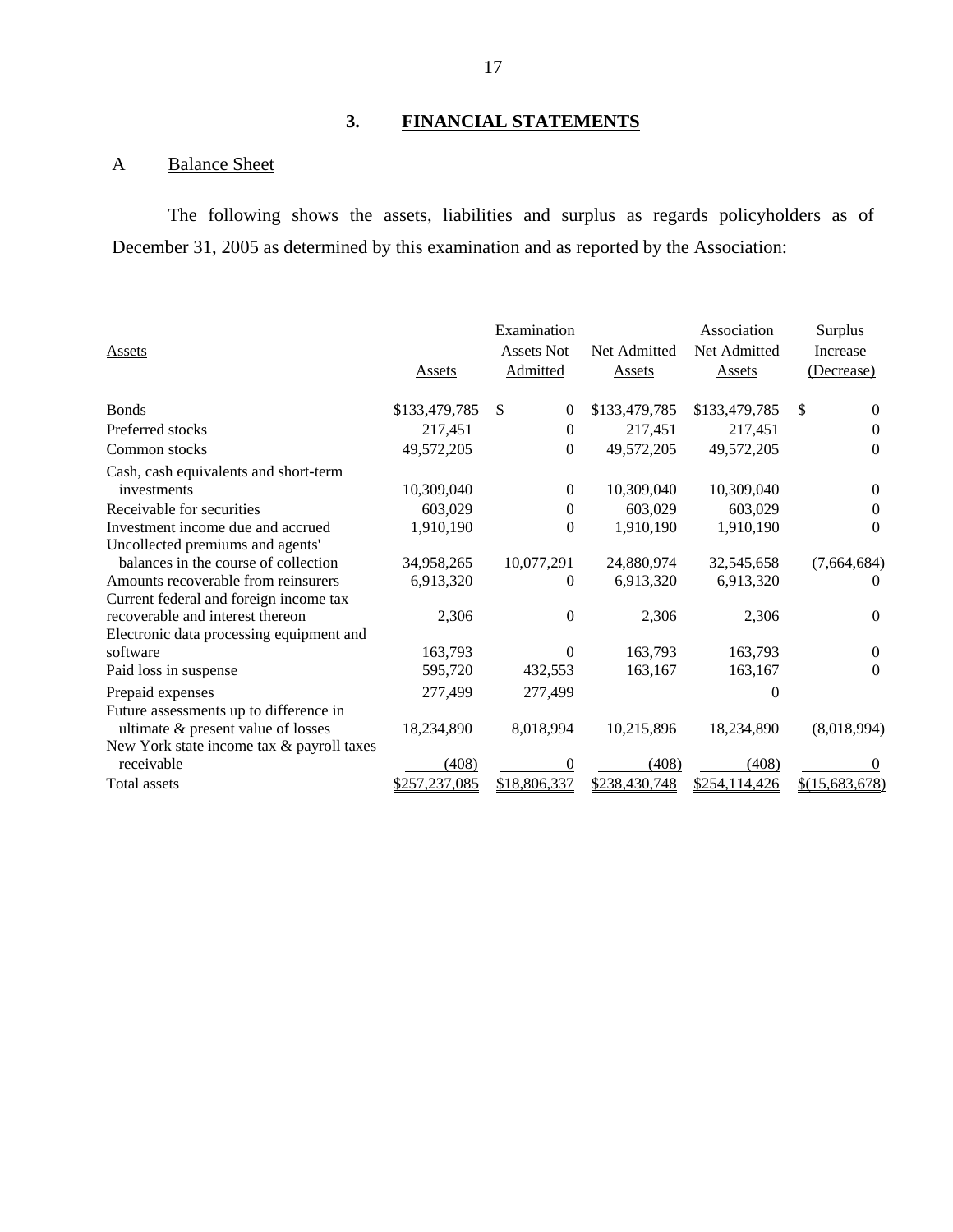## 3. FINANCIAL STATEMENTS

A Balance Sheet

The following shows the assets, liabilities and surplus as regards policyholders as of December 31, 2005 as determined by this examination and as reported by the Association:

| Assets | Assets | Examination Assets Not Admitted | Net Admitted Assets | Association Net Admitted Assets | Surplus Increase (Decrease) |
|---|---|---|---|---|---|
| Bonds | $133,479,785 | $ 0 | $133,479,785 | $133,479,785 | $ 0 |
| Preferred stocks | 217,451 | 0 | 217,451 | 217,451 | 0 |
| Common stocks | 49,572,205 | 0 | 49,572,205 | 49,572,205 | 0 |
| Cash, cash equivalents and short-term investments | 10,309,040 | 0 | 10,309,040 | 10,309,040 | 0 |
| Receivable for securities | 603,029 | 0 | 603,029 | 603,029 | 0 |
| Investment income due and accrued | 1,910,190 | 0 | 1,910,190 | 1,910,190 | 0 |
| Uncollected premiums and agents' balances in the course of collection | 34,958,265 | 10,077,291 | 24,880,974 | 32,545,658 | (7,664,684) |
| Amounts recoverable from reinsurers | 6,913,320 | 0 | 6,913,320 | 6,913,320 | 0 |
| Current federal and foreign income tax recoverable and interest thereon | 2,306 | 0 | 2,306 | 2,306 | 0 |
| Electronic data processing equipment and software | 163,793 | 0 | 163,793 | 163,793 | 0 |
| Paid loss in suspense | 595,720 | 432,553 | 163,167 | 163,167 | 0 |
| Prepaid expenses | 277,499 | 277,499 | | 0 | |
| Future assessments up to difference in ultimate & present value of losses | 18,234,890 | 8,018,994 | 10,215,896 | 18,234,890 | (8,018,994) |
| New York state income tax & payroll taxes receivable | (408) | 0 | (408) | (408) | 0 |
| Total assets | $257,237,085 | $18,806,337 | $238,430,748 | $254,114,426 | $(15,683,678) |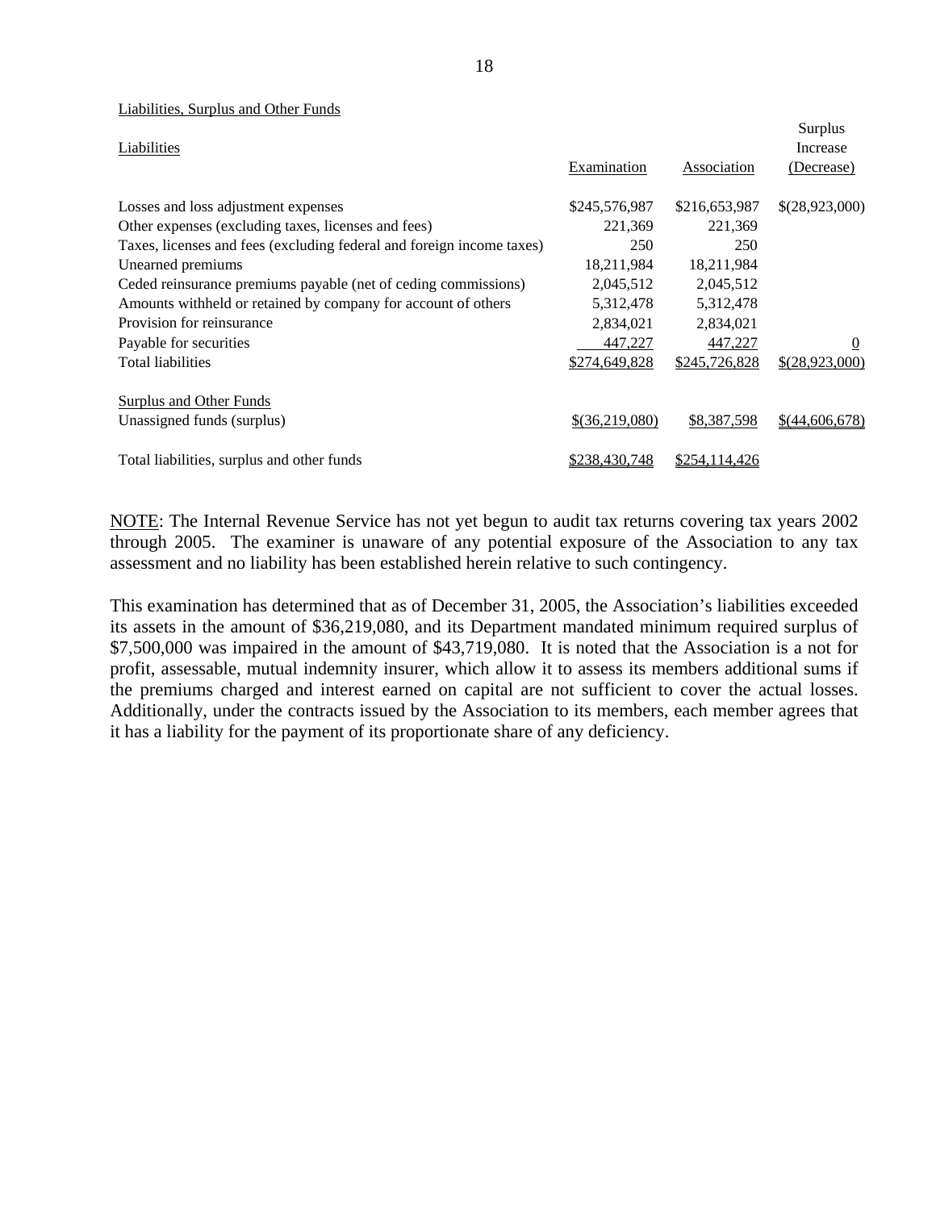Liabilities, Surplus and Other Funds

| Liabilities | Examination | Association | Surplus Increase (Decrease) |
|---|---|---|---|
| Losses and loss adjustment expenses | $245,576,987 | $216,653,987 | $(28,923,000) |
| Other expenses (excluding taxes, licenses and fees) | 221,369 | 221,369 | |
| Taxes, licenses and fees (excluding federal and foreign income taxes) | 250 | 250 | |
| Unearned premiums | 18,211,984 | 18,211,984 | |
| Ceded reinsurance premiums payable (net of ceding commissions) | 2,045,512 | 2,045,512 | |
| Amounts withheld or retained by company for account of others | 5,312,478 | 5,312,478 | |
| Provision for reinsurance | 2,834,021 | 2,834,021 | |
| Payable for securities | 447,227 | 447,227 | 0 |
| Total liabilities | $274,649,828 | $245,726,828 | $(28,923,000) |
| **Surplus and Other Funds** | | | |
| Unassigned funds (surplus) | $(36,219,080) | $8,387,598 | $(44,606,678) |
| Total liabilities, surplus and other funds | $238,430,748 | $254,114,426 | |

NOTE: The Internal Revenue Service has not yet begun to audit tax returns covering tax years 2002 through 2005. The examiner is unaware of any potential exposure of the Association to any tax assessment and no liability has been established herein relative to such contingency.

This examination has determined that as of December 31, 2005, the Association's liabilities exceeded its assets in the amount of $36,219,080, and its Department mandated minimum required surplus of $7,500,000 was impaired in the amount of $43,719,080. It is noted that the Association is a not for profit, assessable, mutual indemnity insurer, which allow it to assess its members additional sums if the premiums charged and interest earned on capital are not sufficient to cover the actual losses. Additionally, under the contracts issued by the Association to its members, each member agrees that it has a liability for the payment of its proportionate share of any deficiency.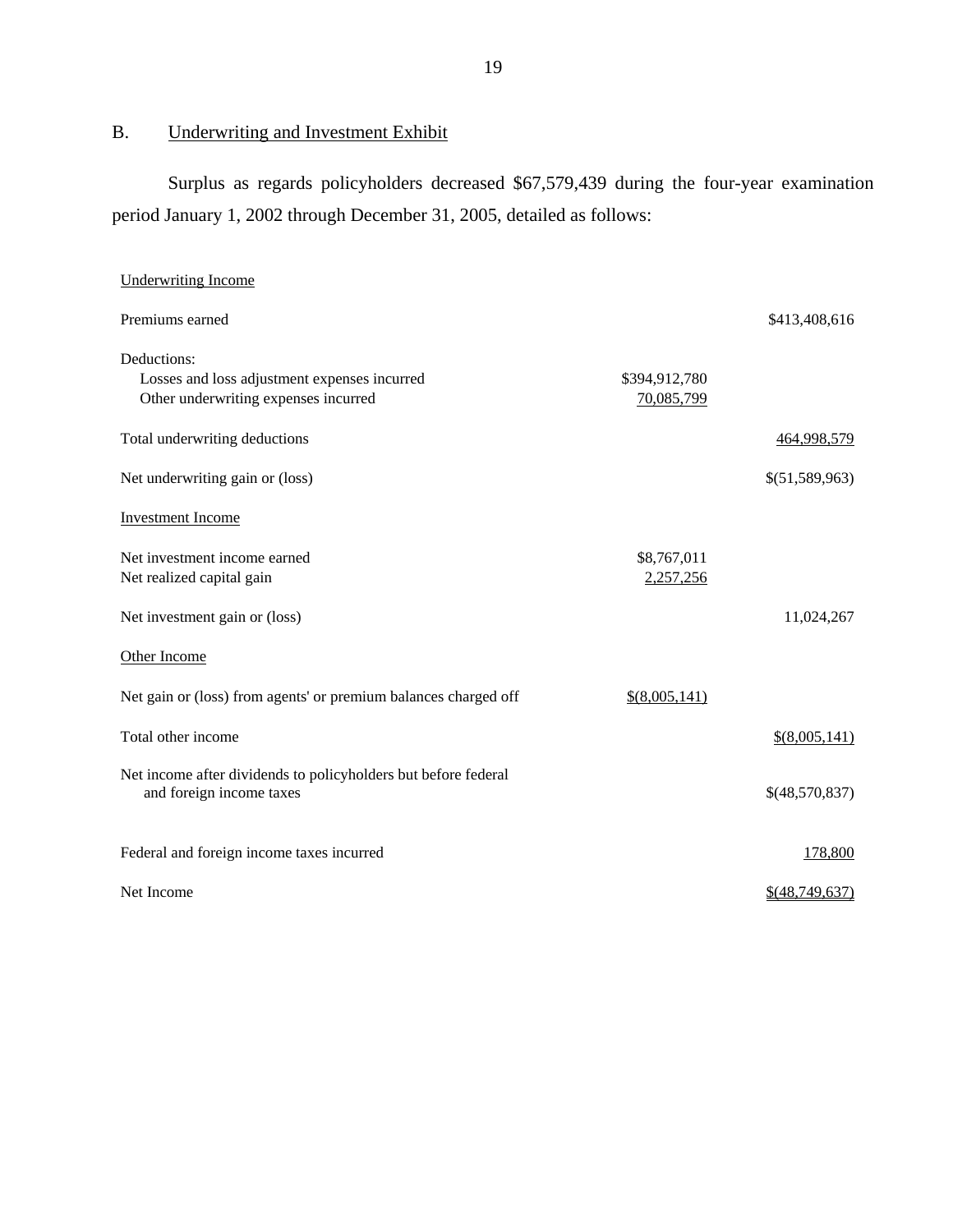## B. Underwriting and Investment Exhibit

Surplus as regards policyholders decreased $67,579,439 during the four-year examination period January 1, 2002 through December 31, 2005, detailed as follows:

| | | |
|---|---|---|
| Underwriting Income | | |
| Premiums earned | | $413,408,616 |
| Deductions: | | |
| Losses and loss adjustment expenses incurred | $394,912,780 | |
| Other underwriting expenses incurred | 70,085,799 | |
| Total underwriting deductions | | 464,998,579 |
| Net underwriting gain or (loss) | | $(51,589,963) |
| Investment Income | | |
| Net investment income earned | $8,767,011 | |
| Net realized capital gain | 2,257,256 | |
| Net investment gain or (loss) | | 11,024,267 |
| Other Income | | |
| Net gain or (loss) from agents' or premium balances charged off | $(8,005,141) | |
| Total other income | | $(8,005,141) |
| Net income after dividends to policyholders but before federal and foreign income taxes | | $(48,570,837) |
| Federal and foreign income taxes incurred | | 178,800 |
| Net Income | | $(48,749,637) |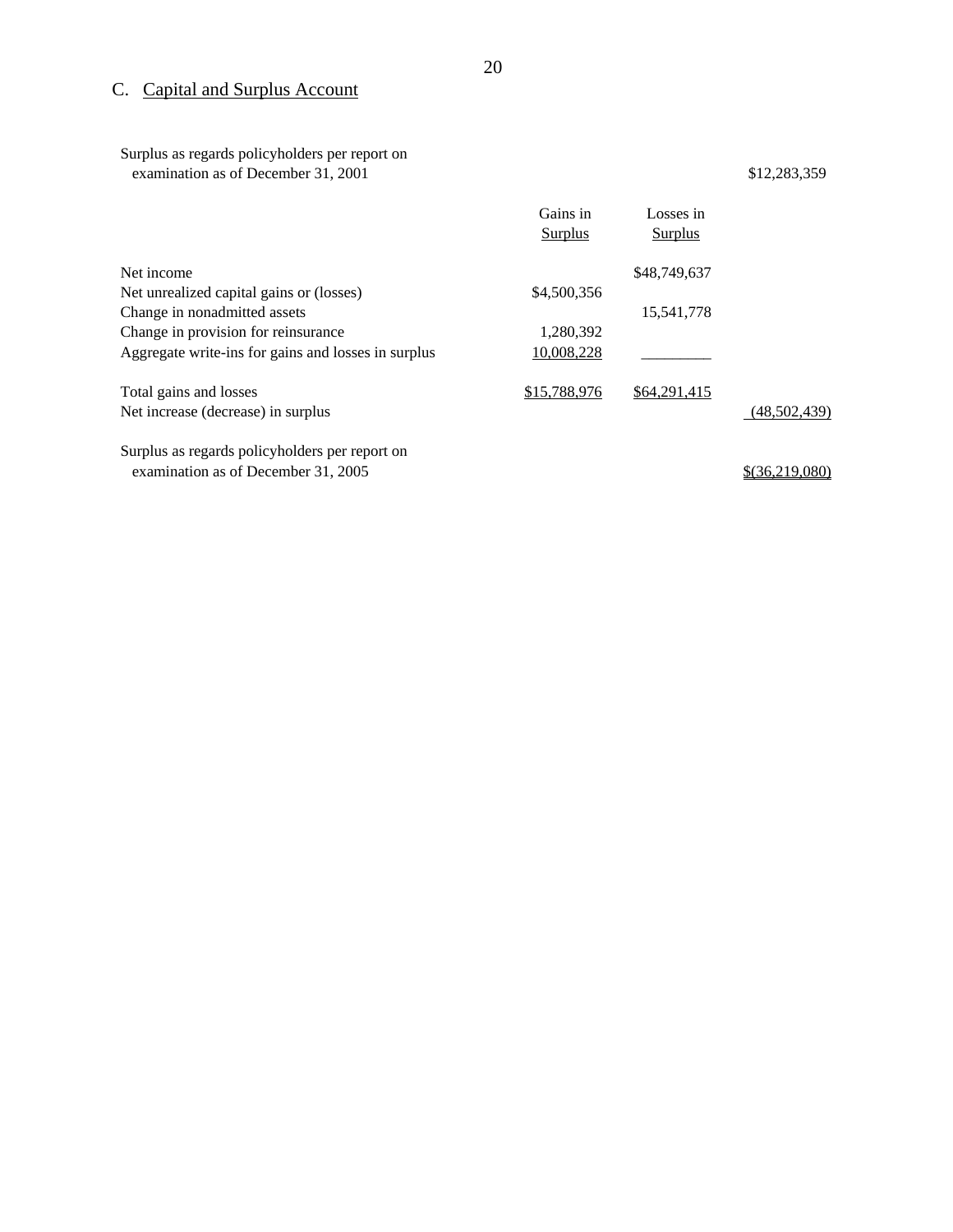## C. Capital and Surplus Account

| | Gains in Surplus | Losses in Surplus | |
|---|---|---|---|
| Surplus as regards policyholders per report on examination as of December 31, 2001 | | | $12,283,359 |
| Net income | | $48,749,637 | |
| Net unrealized capital gains or (losses) | $4,500,356 | | |
| Change in nonadmitted assets | | 15,541,778 | |
| Change in provision for reinsurance | 1,280,392 | | |
| Aggregate write-ins for gains and losses in surplus | 10,008,228 | | |
| Total gains and losses | $15,788,976 | $64,291,415 | |
| Net increase (decrease) in surplus | | | (48,502,439) |
| Surplus as regards policyholders per report on examination as of December 31, 2005 | | | $(36,219,080) |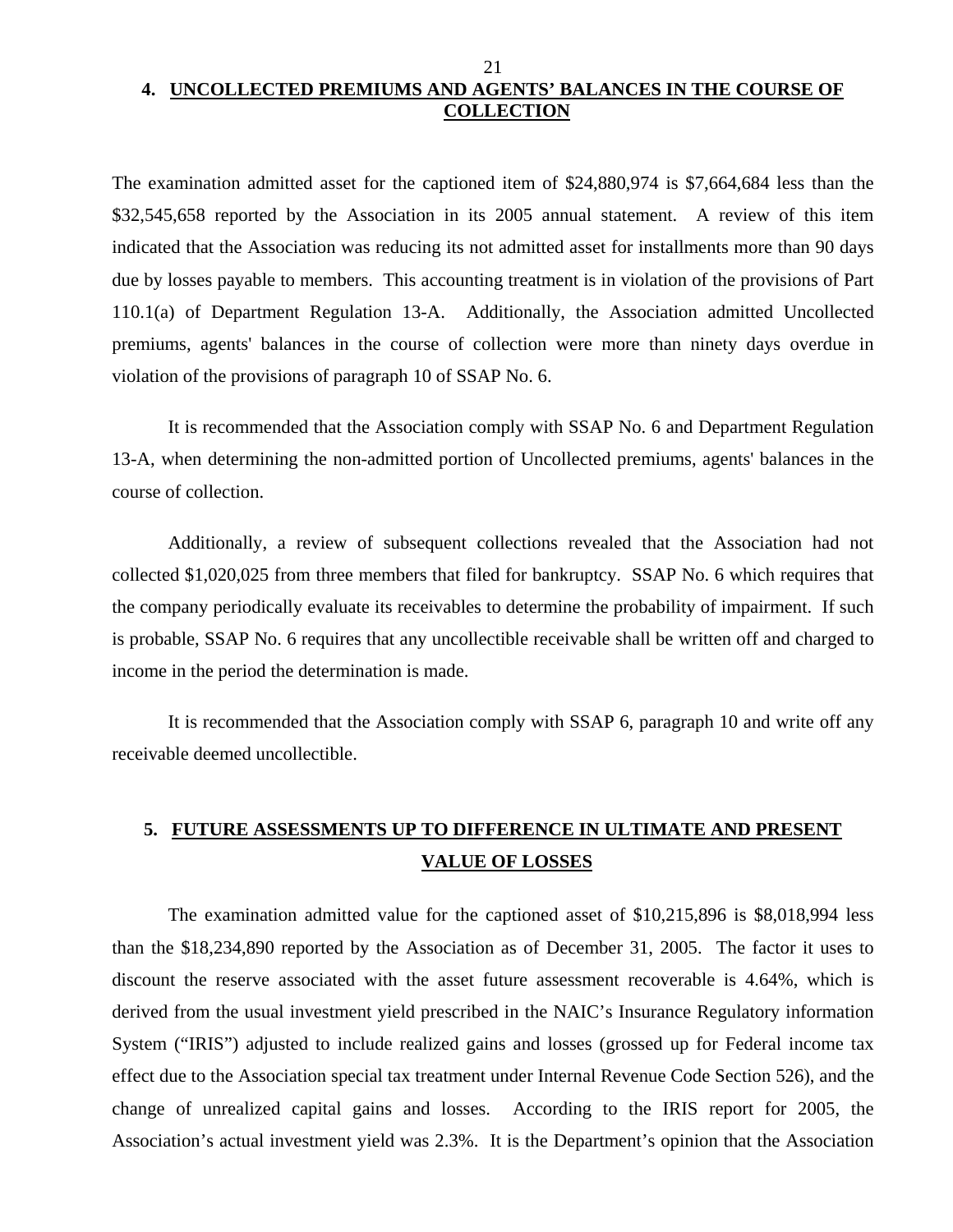## 4. UNCOLLECTED PREMIUMS AND AGENTS' BALANCES IN THE COURSE OF COLLECTION

The examination admitted asset for the captioned item of $24,880,974 is $7,664,684 less than the $32,545,658 reported by the Association in its 2005 annual statement. A review of this item indicated that the Association was reducing its not admitted asset for installments more than 90 days due by losses payable to members. This accounting treatment is in violation of the provisions of Part 110.1(a) of Department Regulation 13-A. Additionally, the Association admitted Uncollected premiums, agents' balances in the course of collection were more than ninety days overdue in violation of the provisions of paragraph 10 of SSAP No. 6.

It is recommended that the Association comply with SSAP No. 6 and Department Regulation 13-A, when determining the non-admitted portion of Uncollected premiums, agents' balances in the course of collection.

Additionally, a review of subsequent collections revealed that the Association had not collected $1,020,025 from three members that filed for bankruptcy. SSAP No. 6 which requires that the company periodically evaluate its receivables to determine the probability of impairment. If such is probable, SSAP No. 6 requires that any uncollectible receivable shall be written off and charged to income in the period the determination is made.

It is recommended that the Association comply with SSAP 6, paragraph 10 and write off any receivable deemed uncollectible.

## 5. FUTURE ASSESSMENTS UP TO DIFFERENCE IN ULTIMATE AND PRESENT VALUE OF LOSSES

The examination admitted value for the captioned asset of $10,215,896 is $8,018,994 less than the $18,234,890 reported by the Association as of December 31, 2005. The factor it uses to discount the reserve associated with the asset future assessment recoverable is 4.64%, which is derived from the usual investment yield prescribed in the NAIC's Insurance Regulatory information System ("IRIS") adjusted to include realized gains and losses (grossed up for Federal income tax effect due to the Association special tax treatment under Internal Revenue Code Section 526), and the change of unrealized capital gains and losses. According to the IRIS report for 2005, the Association's actual investment yield was 2.3%. It is the Department's opinion that the Association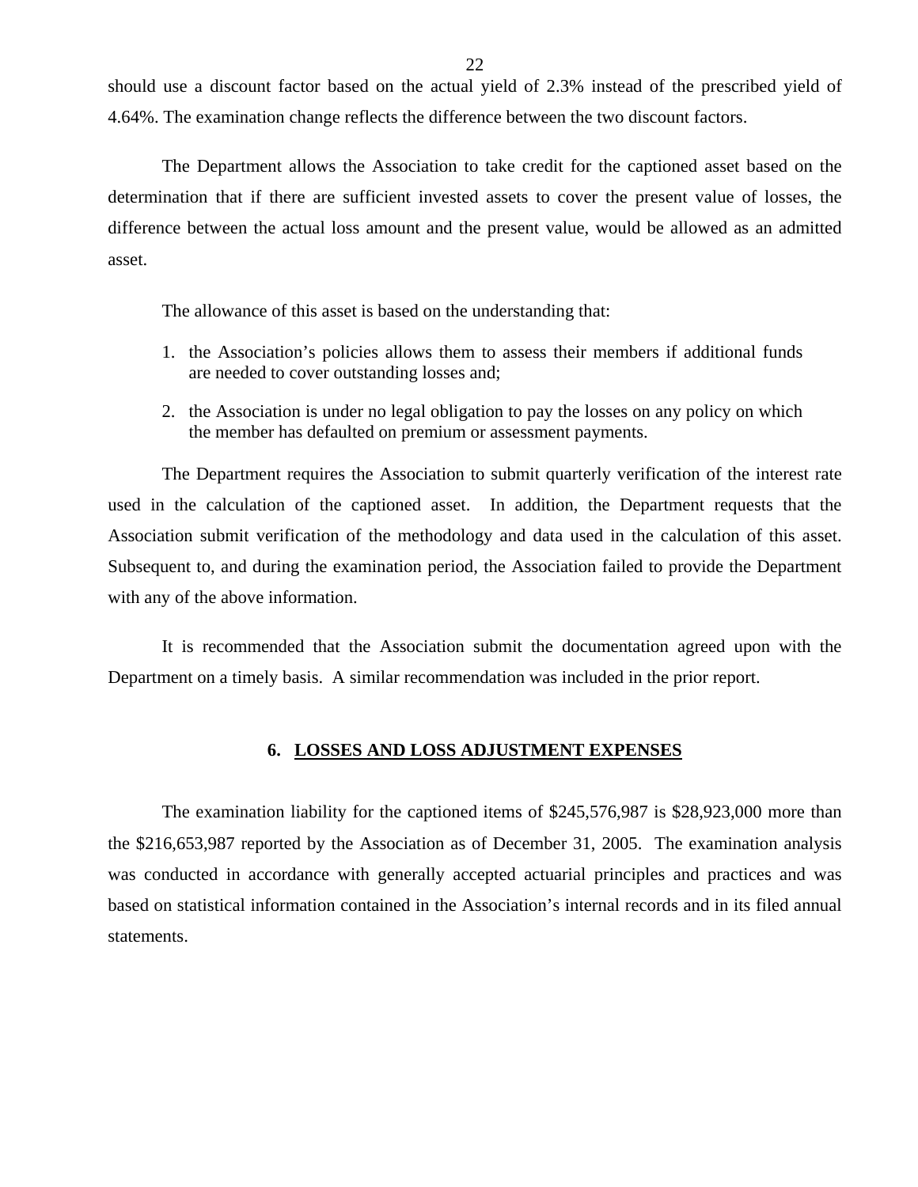should use a discount factor based on the actual yield of 2.3% instead of the prescribed yield of 4.64%. The examination change reflects the difference between the two discount factors.

The Department allows the Association to take credit for the captioned asset based on the determination that if there are sufficient invested assets to cover the present value of losses, the difference between the actual loss amount and the present value, would be allowed as an admitted asset.

The allowance of this asset is based on the understanding that:

1. the Association's policies allows them to assess their members if additional funds are needed to cover outstanding losses and;
2. the Association is under no legal obligation to pay the losses on any policy on which the member has defaulted on premium or assessment payments.

The Department requires the Association to submit quarterly verification of the interest rate used in the calculation of the captioned asset. In addition, the Department requests that the Association submit verification of the methodology and data used in the calculation of this asset. Subsequent to, and during the examination period, the Association failed to provide the Department with any of the above information.

It is recommended that the Association submit the documentation agreed upon with the Department on a timely basis. A similar recommendation was included in the prior report.

## 6. LOSSES AND LOSS ADJUSTMENT EXPENSES

The examination liability for the captioned items of $245,576,987 is $28,923,000 more than the $216,653,987 reported by the Association as of December 31, 2005. The examination analysis was conducted in accordance with generally accepted actuarial principles and practices and was based on statistical information contained in the Association's internal records and in its filed annual statements.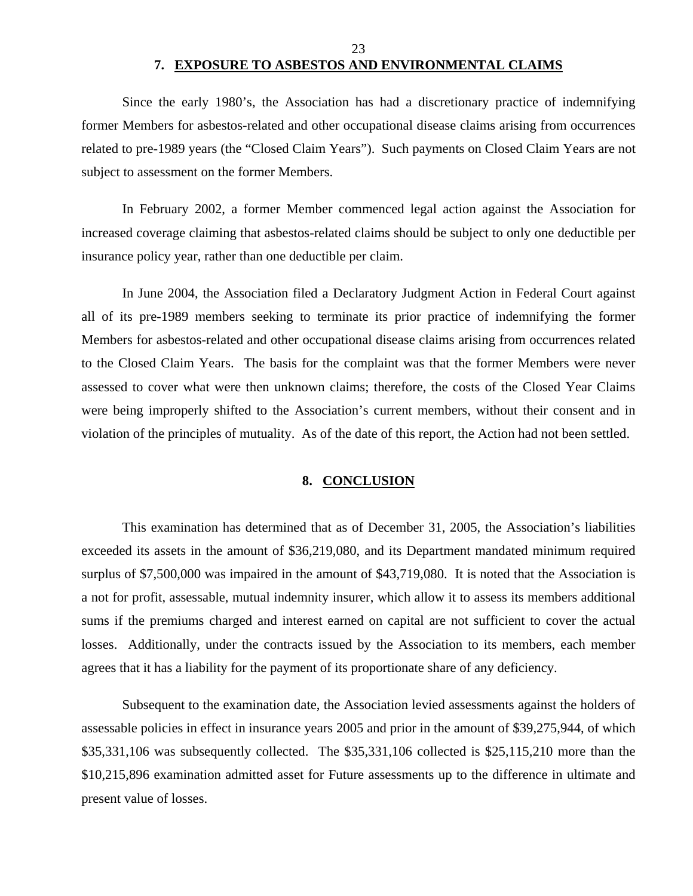## 7. EXPOSURE TO ASBESTOS AND ENVIRONMENTAL CLAIMS

Since the early 1980's, the Association has had a discretionary practice of indemnifying former Members for asbestos-related and other occupational disease claims arising from occurrences related to pre-1989 years (the "Closed Claim Years"). Such payments on Closed Claim Years are not subject to assessment on the former Members.

In February 2002, a former Member commenced legal action against the Association for increased coverage claiming that asbestos-related claims should be subject to only one deductible per insurance policy year, rather than one deductible per claim.

In June 2004, the Association filed a Declaratory Judgment Action in Federal Court against all of its pre-1989 members seeking to terminate its prior practice of indemnifying the former Members for asbestos-related and other occupational disease claims arising from occurrences related to the Closed Claim Years. The basis for the complaint was that the former Members were never assessed to cover what were then unknown claims; therefore, the costs of the Closed Year Claims were being improperly shifted to the Association's current members, without their consent and in violation of the principles of mutuality. As of the date of this report, the Action had not been settled.

## 8. CONCLUSION

This examination has determined that as of December 31, 2005, the Association's liabilities exceeded its assets in the amount of $36,219,080, and its Department mandated minimum required surplus of $7,500,000 was impaired in the amount of $43,719,080. It is noted that the Association is a not for profit, assessable, mutual indemnity insurer, which allow it to assess its members additional sums if the premiums charged and interest earned on capital are not sufficient to cover the actual losses. Additionally, under the contracts issued by the Association to its members, each member agrees that it has a liability for the payment of its proportionate share of any deficiency.

Subsequent to the examination date, the Association levied assessments against the holders of assessable policies in effect in insurance years 2005 and prior in the amount of $39,275,944, of which $35,331,106 was subsequently collected. The $35,331,106 collected is $25,115,210 more than the $10,215,896 examination admitted asset for Future assessments up to the difference in ultimate and present value of losses.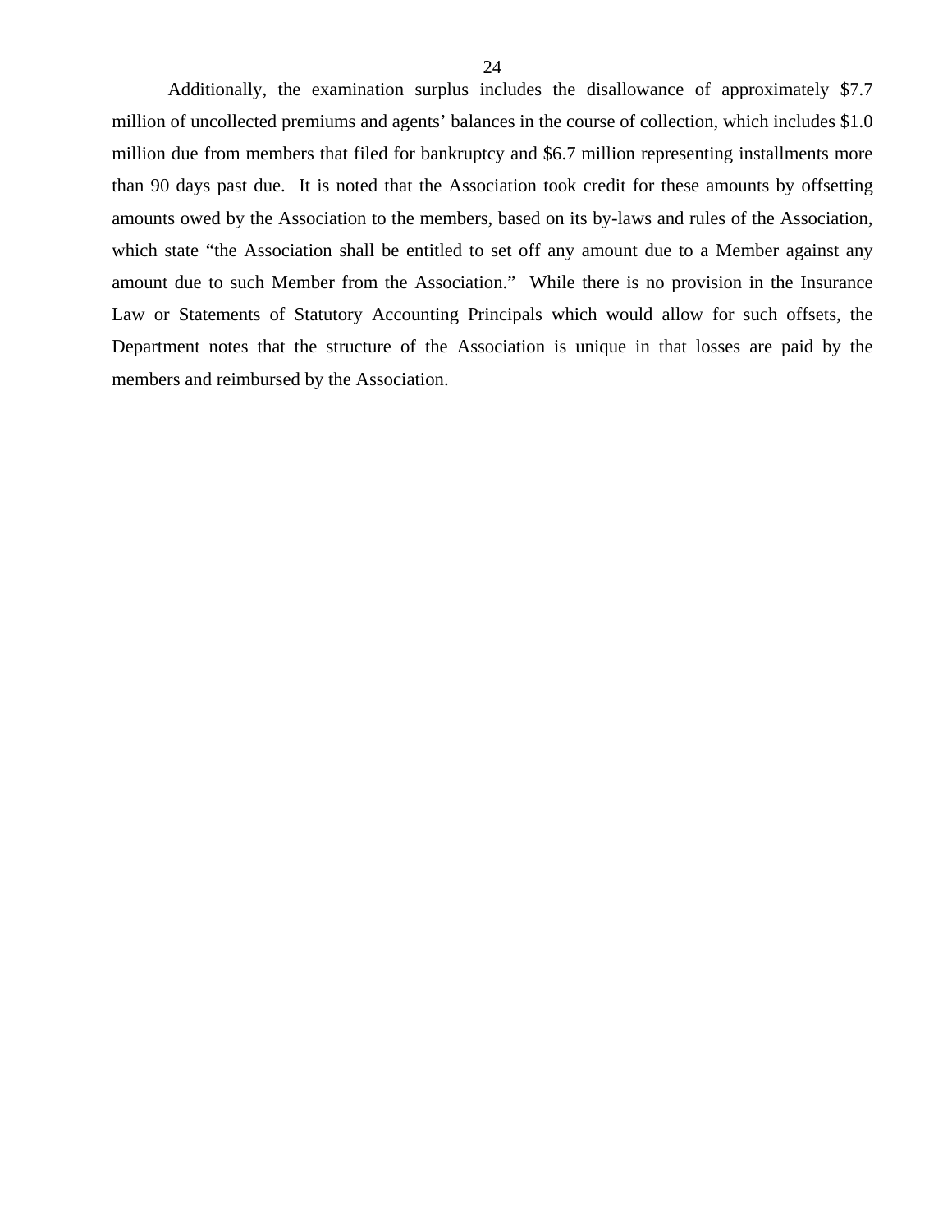Additionally, the examination surplus includes the disallowance of approximately $7.7 million of uncollected premiums and agents' balances in the course of collection, which includes $1.0 million due from members that filed for bankruptcy and $6.7 million representing installments more than 90 days past due. It is noted that the Association took credit for these amounts by offsetting amounts owed by the Association to the members, based on its by-laws and rules of the Association, which state "the Association shall be entitled to set off any amount due to a Member against any amount due to such Member from the Association." While there is no provision in the Insurance Law or Statements of Statutory Accounting Principals which would allow for such offsets, the Department notes that the structure of the Association is unique in that losses are paid by the members and reimbursed by the Association.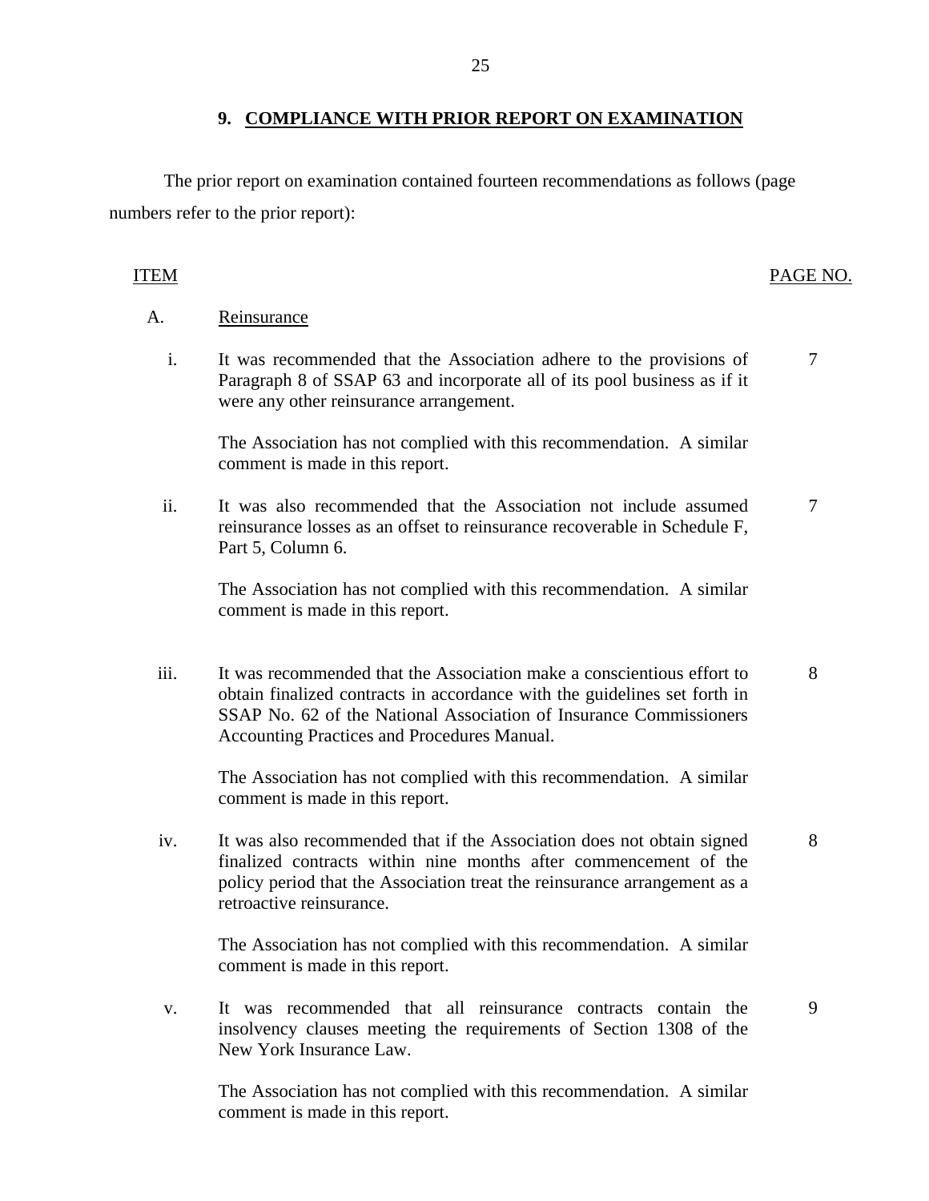## 9. COMPLIANCE WITH PRIOR REPORT ON EXAMINATION

The prior report on examination contained fourteen recommendations as follows (page numbers refer to the prior report):

| ITEM | | PAGE NO. |
|---|---|---|
| A. | Reinsurance | |
| i. | It was recommended that the Association adhere to the provisions of Paragraph 8 of SSAP 63 and incorporate all of its pool business as if it were any other reinsurance arrangement.<br><br>The Association has not complied with this recommendation. A similar comment is made in this report. | 7 |
| ii. | It was also recommended that the Association not include assumed reinsurance losses as an offset to reinsurance recoverable in Schedule F, Part 5, Column 6.<br><br>The Association has not complied with this recommendation. A similar comment is made in this report. | 7 |
| iii. | It was recommended that the Association make a conscientious effort to obtain finalized contracts in accordance with the guidelines set forth in SSAP No. 62 of the National Association of Insurance Commissioners Accounting Practices and Procedures Manual.<br><br>The Association has not complied with this recommendation. A similar comment is made in this report. | 8 |
| iv. | It was also recommended that if the Association does not obtain signed finalized contracts within nine months after commencement of the policy period that the Association treat the reinsurance arrangement as a retroactive reinsurance.<br><br>The Association has not complied with this recommendation. A similar comment is made in this report. | 8 |
| v. | It was recommended that all reinsurance contracts contain the insolvency clauses meeting the requirements of Section 1308 of the New York Insurance Law.<br><br>The Association has not complied with this recommendation. A similar comment is made in this report. | 9 |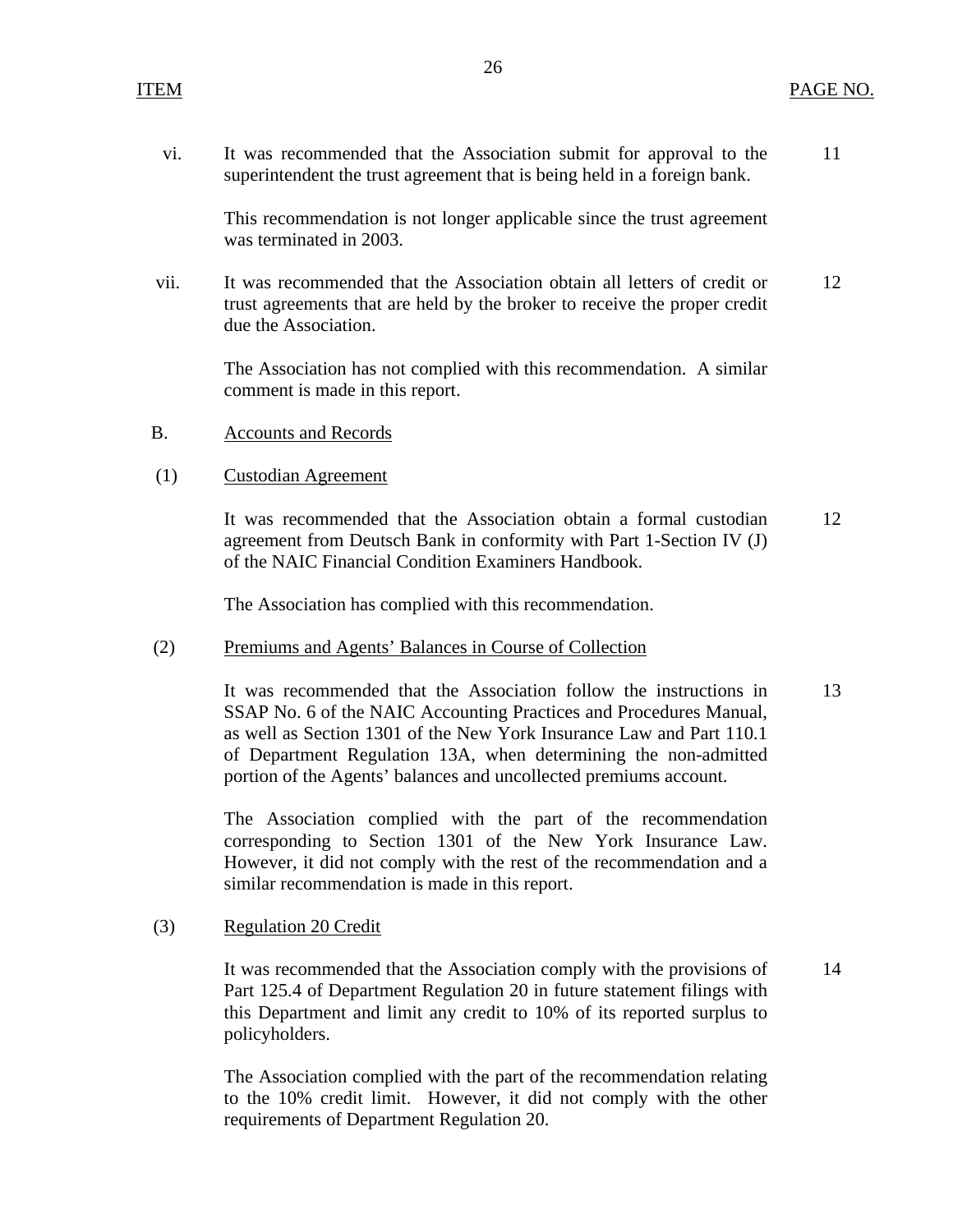| ITEM | | PAGE NO. |
|---|---|---|
| vi. | It was recommended that the Association submit for approval to the superintendent the trust agreement that is being held in a foreign bank.<br><br>This recommendation is not longer applicable since the trust agreement was terminated in 2003. | 11 |
| vii. | It was recommended that the Association obtain all letters of credit or trust agreements that are held by the broker to receive the proper credit due the Association.<br><br>The Association has not complied with this recommendation. A similar comment is made in this report. | 12 |
| B. | Accounts and Records | |
| (1) | Custodian Agreement | |
| | It was recommended that the Association obtain a formal custodian agreement from Deutsch Bank in conformity with Part 1-Section IV (J) of the NAIC Financial Condition Examiners Handbook.<br><br>The Association has complied with this recommendation. | 12 |
| (2) | Premiums and Agents' Balances in Course of Collection | |
| | It was recommended that the Association follow the instructions in SSAP No. 6 of the NAIC Accounting Practices and Procedures Manual, as well as Section 1301 of the New York Insurance Law and Part 110.1 of Department Regulation 13A, when determining the non-admitted portion of the Agents' balances and uncollected premiums account.<br><br>The Association complied with the part of the recommendation corresponding to Section 1301 of the New York Insurance Law. However, it did not comply with the rest of the recommendation and a similar recommendation is made in this report. | 13 |
| (3) | Regulation 20 Credit | |
| | It was recommended that the Association comply with the provisions of Part 125.4 of Department Regulation 20 in future statement filings with this Department and limit any credit to 10% of its reported surplus to policyholders.<br><br>The Association complied with the part of the recommendation relating to the 10% credit limit. However, it did not comply with the other requirements of Department Regulation 20. | 14 |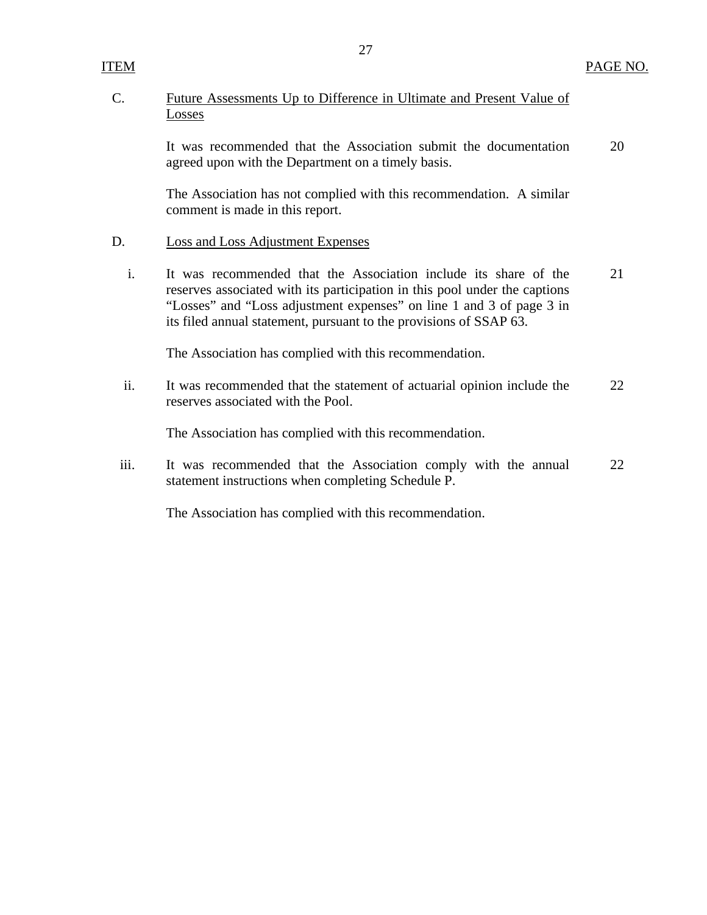| ITEM | | PAGE NO. |
|---|---|---|
| C. | Future Assessments Up to Difference in Ultimate and Present Value of Losses | |
| | It was recommended that the Association submit the documentation agreed upon with the Department on a timely basis. | 20 |
| | The Association has not complied with this recommendation. A similar comment is made in this report. | |
| D. | Loss and Loss Adjustment Expenses | |
| i. | It was recommended that the Association include its share of the reserves associated with its participation in this pool under the captions "Losses" and "Loss adjustment expenses" on line 1 and 3 of page 3 in its filed annual statement, pursuant to the provisions of SSAP 63. | 21 |
| | The Association has complied with this recommendation. | |
| ii. | It was recommended that the statement of actuarial opinion include the reserves associated with the Pool. | 22 |
| | The Association has complied with this recommendation. | |
| iii. | It was recommended that the Association comply with the annual statement instructions when completing Schedule P. | 22 |
| | The Association has complied with this recommendation. | |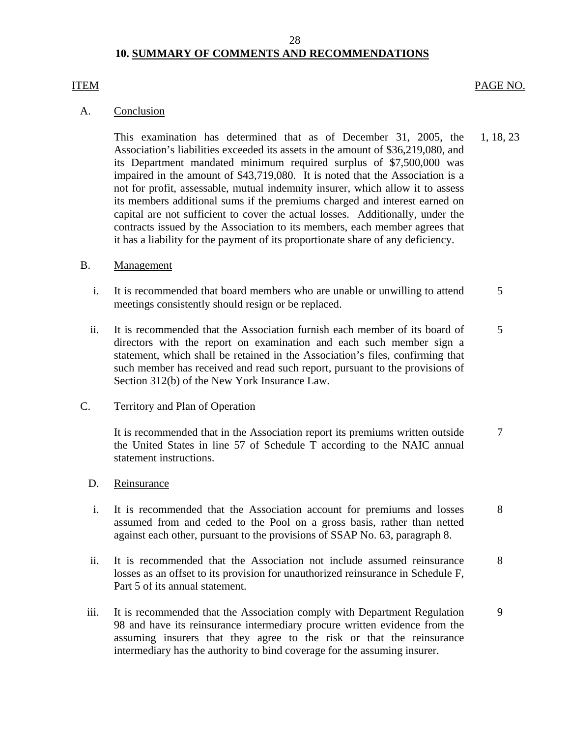## 10. SUMMARY OF COMMENTS AND RECOMMENDATIONS

| ITEM | | PAGE NO. |
|---|---|---|
| A. | Conclusion | |
| | This examination has determined that as of December 31, 2005, the Association's liabilities exceeded its assets in the amount of $36,219,080, and its Department mandated minimum required surplus of $7,500,000 was impaired in the amount of $43,719,080. It is noted that the Association is a not for profit, assessable, mutual indemnity insurer, which allow it to assess its members additional sums if the premiums charged and interest earned on capital are not sufficient to cover the actual losses. Additionally, under the contracts issued by the Association to its members, each member agrees that it has a liability for the payment of its proportionate share of any deficiency. | 1, 18, 23 |
| B. | Management | |
| i. | It is recommended that board members who are unable or unwilling to attend meetings consistently should resign or be replaced. | 5 |
| ii. | It is recommended that the Association furnish each member of its board of directors with the report on examination and each such member sign a statement, which shall be retained in the Association's files, confirming that such member has received and read such report, pursuant to the provisions of Section 312(b) of the New York Insurance Law. | 5 |
| C. | Territory and Plan of Operation | |
| | It is recommended that in the Association report its premiums written outside the United States in line 57 of Schedule T according to the NAIC annual statement instructions. | 7 |
| D. | Reinsurance | |
| i. | It is recommended that the Association account for premiums and losses assumed from and ceded to the Pool on a gross basis, rather than netted against each other, pursuant to the provisions of SSAP No. 63, paragraph 8. | 8 |
| ii. | It is recommended that the Association not include assumed reinsurance losses as an offset to its provision for unauthorized reinsurance in Schedule F, Part 5 of its annual statement. | 8 |
| iii. | It is recommended that the Association comply with Department Regulation 98 and have its reinsurance intermediary procure written evidence from the assuming insurers that they agree to the risk or that the reinsurance intermediary has the authority to bind coverage for the assuming insurer. | 9 |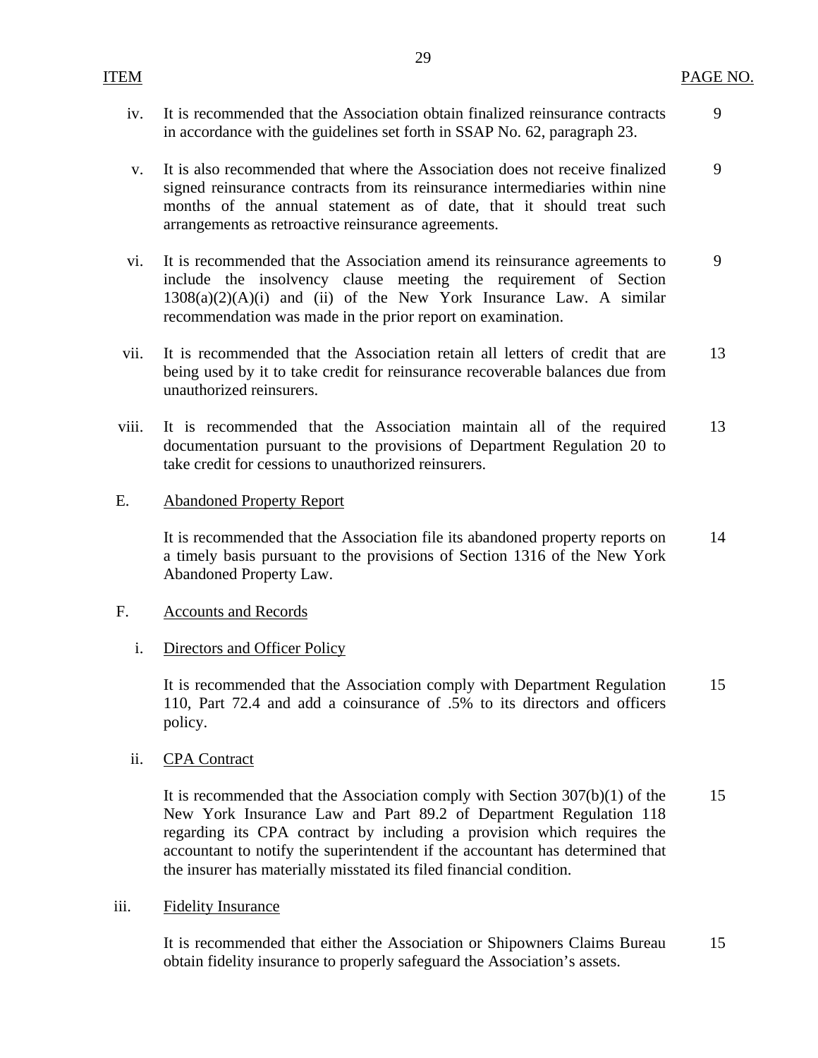| ITEM | | PAGE NO. |
|---|---|---|
| iv. | It is recommended that the Association obtain finalized reinsurance contracts in accordance with the guidelines set forth in SSAP No. 62, paragraph 23. | 9 |
| v. | It is also recommended that where the Association does not receive finalized signed reinsurance contracts from its reinsurance intermediaries within nine months of the annual statement as of date, that it should treat such arrangements as retroactive reinsurance agreements. | 9 |
| vi. | It is recommended that the Association amend its reinsurance agreements to include the insolvency clause meeting the requirement of Section 1308(a)(2)(A)(i) and (ii) of the New York Insurance Law. A similar recommendation was made in the prior report on examination. | 9 |
| vii. | It is recommended that the Association retain all letters of credit that are being used by it to take credit for reinsurance recoverable balances due from unauthorized reinsurers. | 13 |
| viii. | It is recommended that the Association maintain all of the required documentation pursuant to the provisions of Department Regulation 20 to take credit for cessions to unauthorized reinsurers. | 13 |
| E. | Abandoned Property Report | |
| | It is recommended that the Association file its abandoned property reports on a timely basis pursuant to the provisions of Section 1316 of the New York Abandoned Property Law. | 14 |
| F. | Accounts and Records | |
| i. | Directors and Officer Policy | |
| | It is recommended that the Association comply with Department Regulation 110, Part 72.4 and add a coinsurance of .5% to its directors and officers policy. | 15 |
| ii. | CPA Contract | |
| | It is recommended that the Association comply with Section 307(b)(1) of the New York Insurance Law and Part 89.2 of Department Regulation 118 regarding its CPA contract by including a provision which requires the accountant to notify the superintendent if the accountant has determined that the insurer has materially misstated its filed financial condition. | 15 |
| iii. | Fidelity Insurance | |
| | It is recommended that either the Association or Shipowners Claims Bureau obtain fidelity insurance to properly safeguard the Association's assets. | 15 |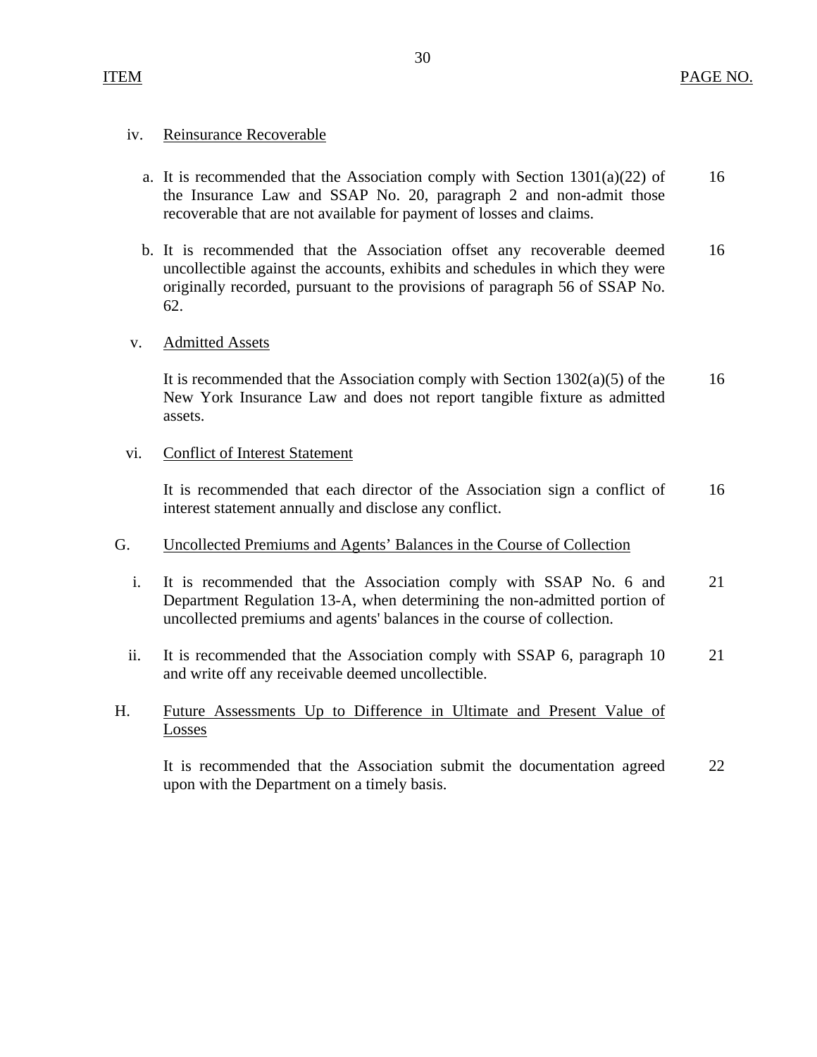| ITEM | | PAGE NO. |
|---|---|---|
| iv. | Reinsurance Recoverable | |
| | a. It is recommended that the Association comply with Section 1301(a)(22) of the Insurance Law and SSAP No. 20, paragraph 2 and non-admit those recoverable that are not available for payment of losses and claims. | 16 |
| | b. It is recommended that the Association offset any recoverable deemed uncollectible against the accounts, exhibits and schedules in which they were originally recorded, pursuant to the provisions of paragraph 56 of SSAP No. 62. | 16 |
| v. | Admitted Assets | |
| | It is recommended that the Association comply with Section 1302(a)(5) of the New York Insurance Law and does not report tangible fixture as admitted assets. | 16 |
| vi. | Conflict of Interest Statement | |
| | It is recommended that each director of the Association sign a conflict of interest statement annually and disclose any conflict. | 16 |
| G. | Uncollected Premiums and Agents' Balances in the Course of Collection | |
| i. | It is recommended that the Association comply with SSAP No. 6 and Department Regulation 13-A, when determining the non-admitted portion of uncollected premiums and agents' balances in the course of collection. | 21 |
| ii. | It is recommended that the Association comply with SSAP 6, paragraph 10 and write off any receivable deemed uncollectible. | 21 |
| H. | Future Assessments Up to Difference in Ultimate and Present Value of Losses | |
| | It is recommended that the Association submit the documentation agreed upon with the Department on a timely basis. | 22 |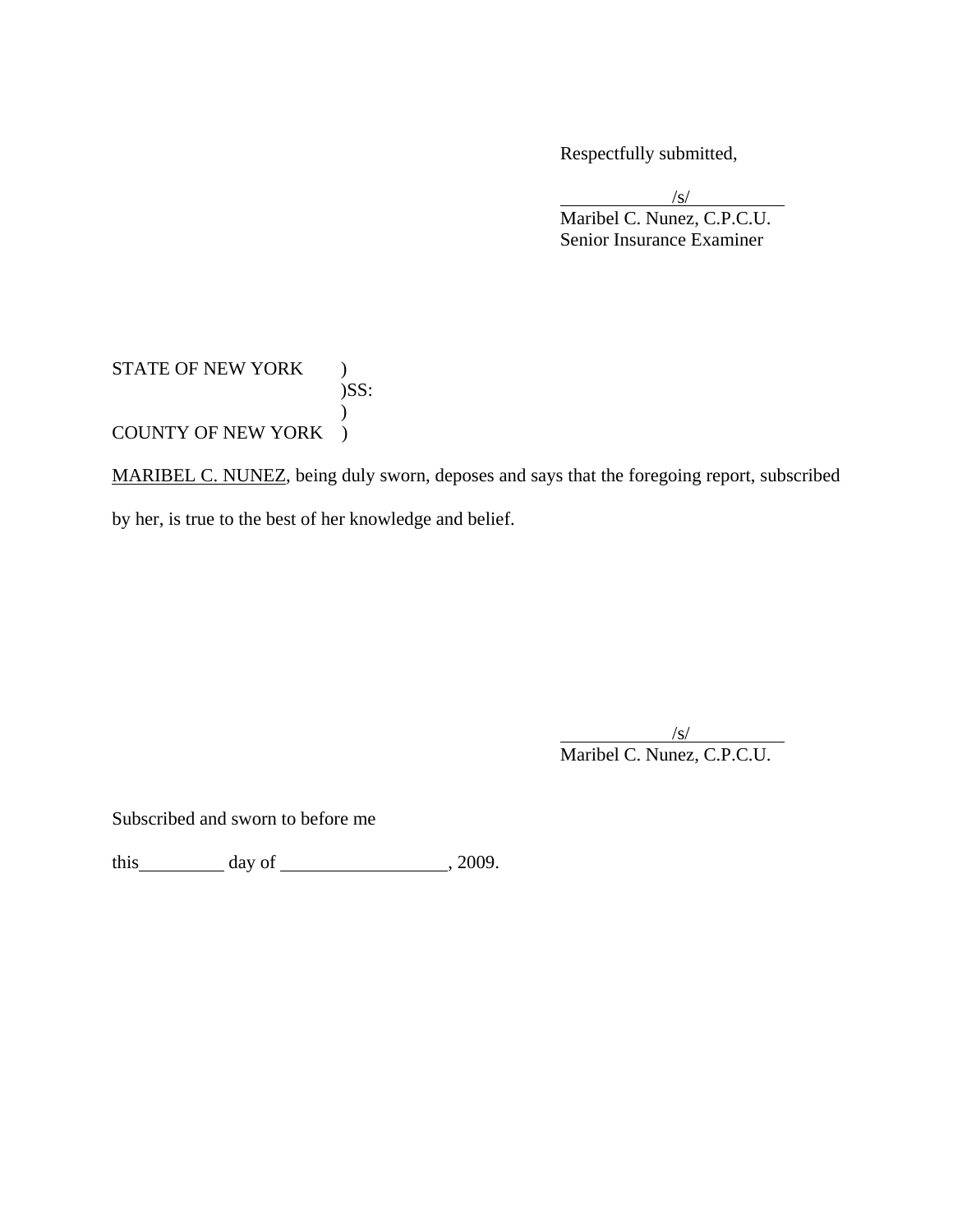Respectfully submitted,

/s/
Maribel C. Nunez, C.P.C.U.
Senior Insurance Examiner

STATE OF NEW YORK )
)SS:
)
COUNTY OF NEW YORK )

MARIBEL C. NUNEZ, being duly sworn, deposes and says that the foregoing report, subscribed by her, is true to the best of her knowledge and belief.

/s/
Maribel C. Nunez, C.P.C.U.

Subscribed and sworn to before me

this_________ day of __________________, 2009.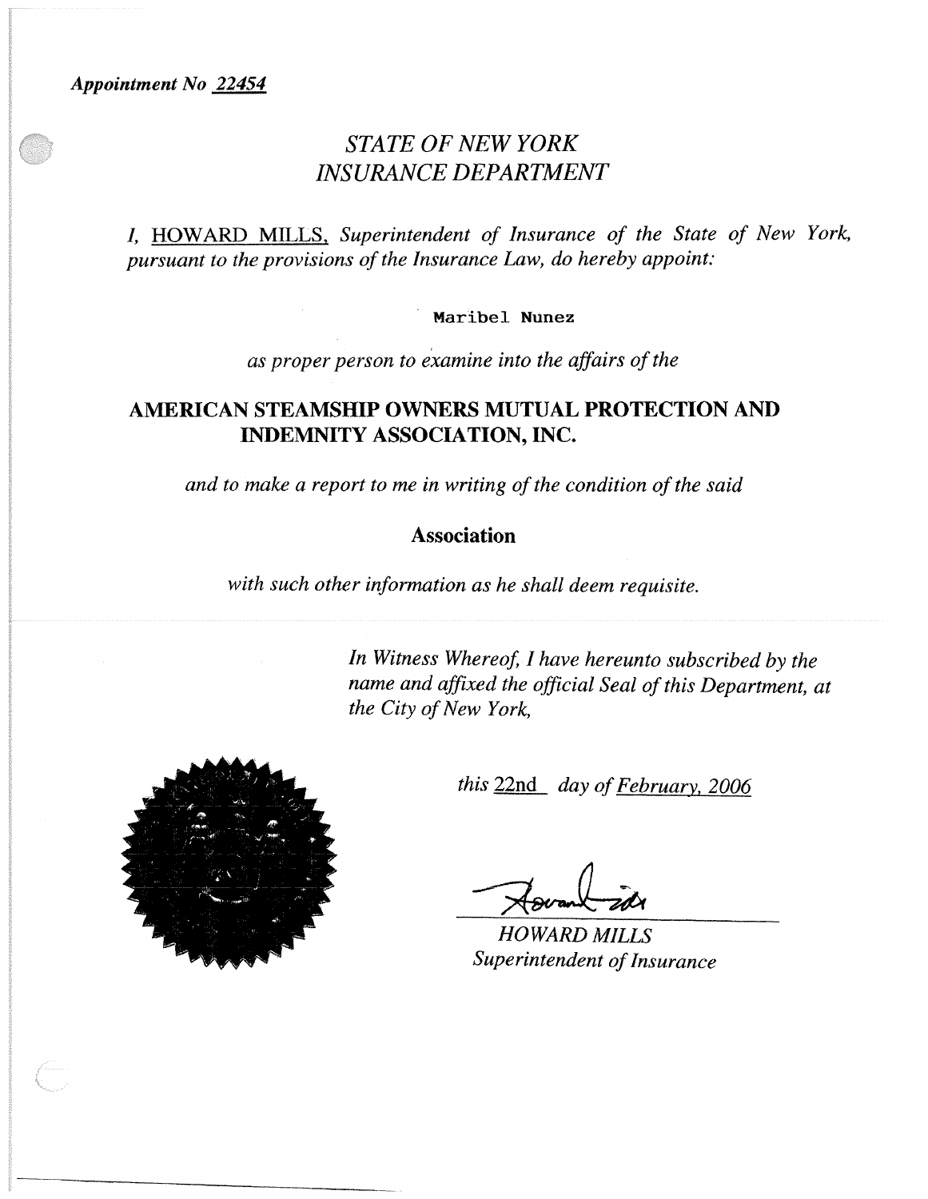*Appointment No 22454*

# *STATE OF NEW YORK*
# *INSURANCE DEPARTMENT*

*I,* HOWARD MILLS, *Superintendent of Insurance of the State of New York, pursuant to the provisions of the Insurance Law, do hereby appoint:*

Maribel Nunez

*as proper person to examine into the affairs of the*

**AMERICAN STEAMSHIP OWNERS MUTUAL PROTECTION AND INDEMNITY ASSOCIATION, INC.**

*and to make a report to me in writing of the condition of the said*

**Association**

*with such other information as he shall deem requisite.*

*In Witness Whereof, I have hereunto subscribed by the name and affixed the official Seal of this Department, at the City of New York,*

*this* 22nd *day of* *February, 2006*

*HOWARD MILLS*
*Superintendent of Insurance*